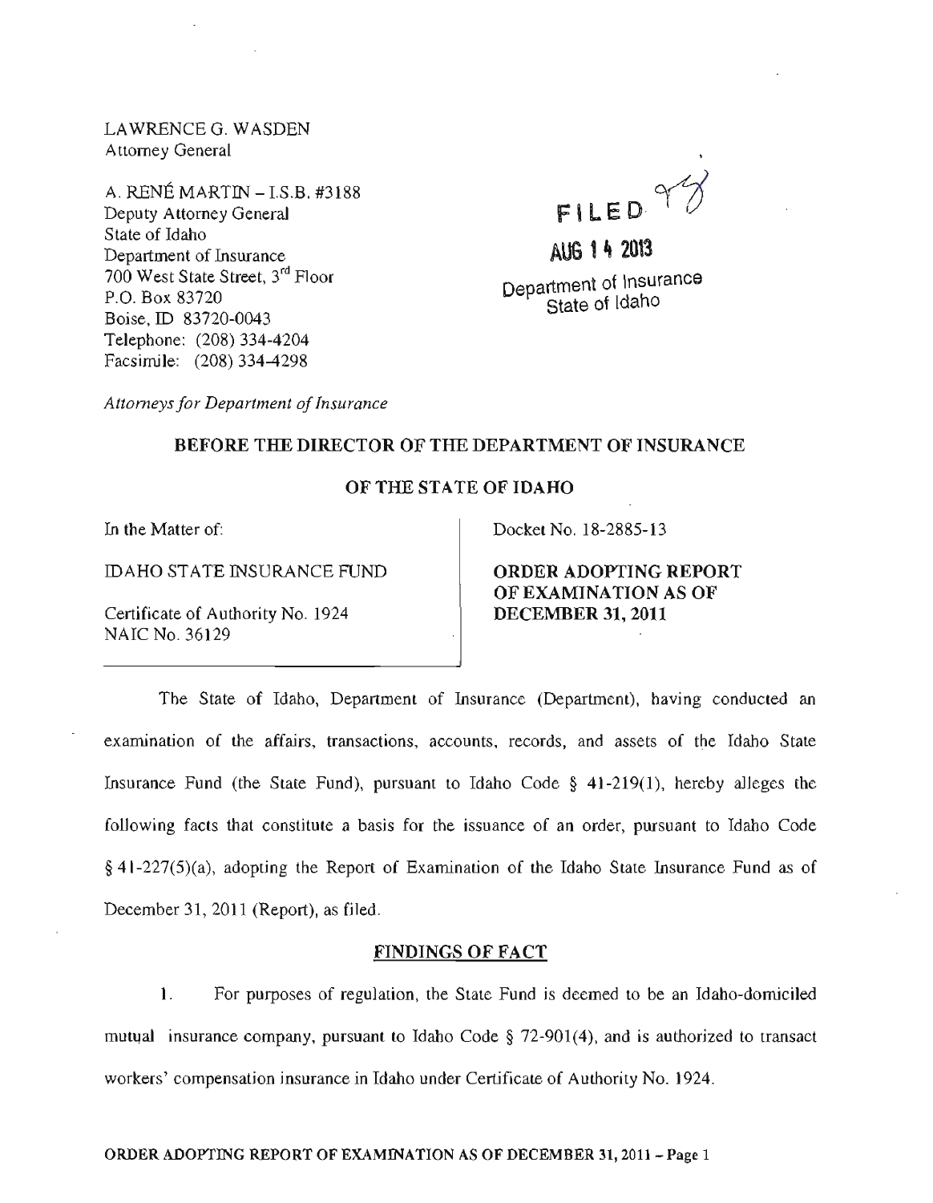LAWRENCE G. WASDEN
Attorney General

A. RENÉ MARTIN – I.S.B. #3188
Deputy Attorney General
State of Idaho
Department of Insurance
700 West State Street, 3rd Floor
P.O. Box 83720
Boise, ID 83720-0043
Telephone: (208) 334-4204
Facsimile: (208) 334-4298

FILED

AUG 14 2013

Department of Insurance
State of Idaho

*Attorneys for Department of Insurance*

**BEFORE THE DIRECTOR OF THE DEPARTMENT OF INSURANCE**

**OF THE STATE OF IDAHO**

| In the Matter of: | Docket No. 18-2885-13 |
|---|---|
| IDAHO STATE INSURANCE FUND | **ORDER ADOPTING REPORT OF EXAMINATION AS OF DECEMBER 31, 2011** |
| Certificate of Authority No. 1924<br>NAIC No. 36129 | |

The State of Idaho, Department of Insurance (Department), having conducted an examination of the affairs, transactions, accounts, records, and assets of the Idaho State Insurance Fund (the State Fund), pursuant to Idaho Code § 41-219(1), hereby alleges the following facts that constitute a basis for the issuance of an order, pursuant to Idaho Code § 41-227(5)(a), adopting the Report of Examination of the Idaho State Insurance Fund as of December 31, 2011 (Report), as filed.

## FINDINGS OF FACT

1. For purposes of regulation, the State Fund is deemed to be an Idaho-domiciled mutual insurance company, pursuant to Idaho Code § 72-901(4), and is authorized to transact workers' compensation insurance in Idaho under Certificate of Authority No. 1924.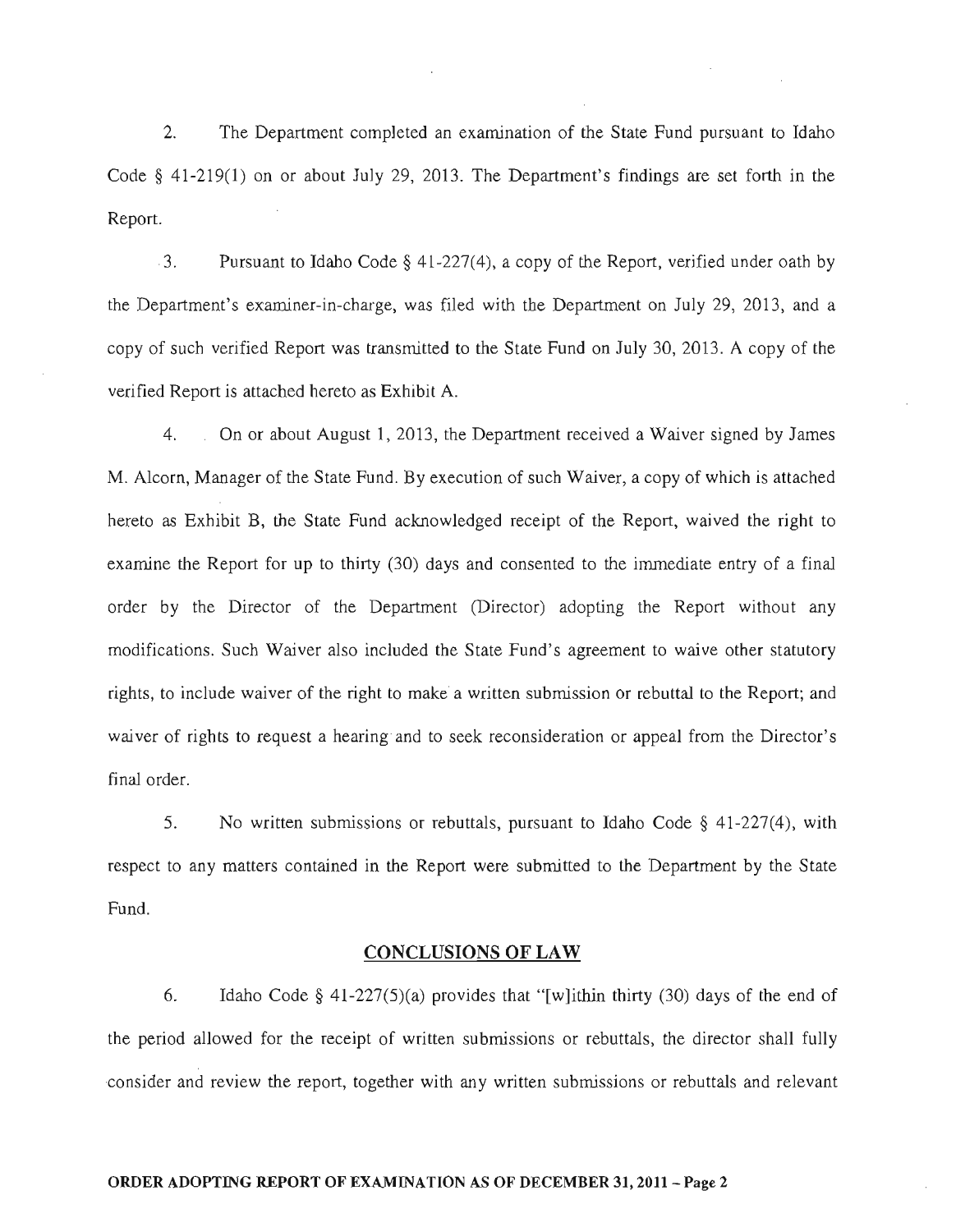2. The Department completed an examination of the State Fund pursuant to Idaho Code § 41-219(1) on or about July 29, 2013. The Department's findings are set forth in the Report.

3. Pursuant to Idaho Code § 41-227(4), a copy of the Report, verified under oath by the Department's examiner-in-charge, was filed with the Department on July 29, 2013, and a copy of such verified Report was transmitted to the State Fund on July 30, 2013. A copy of the verified Report is attached hereto as Exhibit A.

4. On or about August 1, 2013, the Department received a Waiver signed by James M. Alcorn, Manager of the State Fund. By execution of such Waiver, a copy of which is attached hereto as Exhibit B, the State Fund acknowledged receipt of the Report, waived the right to examine the Report for up to thirty (30) days and consented to the immediate entry of a final order by the Director of the Department (Director) adopting the Report without any modifications. Such Waiver also included the State Fund's agreement to waive other statutory rights, to include waiver of the right to make a written submission or rebuttal to the Report; and waiver of rights to request a hearing and to seek reconsideration or appeal from the Director's final order.

5. No written submissions or rebuttals, pursuant to Idaho Code § 41-227(4), with respect to any matters contained in the Report were submitted to the Department by the State Fund.

## CONCLUSIONS OF LAW

6. Idaho Code § 41-227(5)(a) provides that "[w]ithin thirty (30) days of the end of the period allowed for the receipt of written submissions or rebuttals, the director shall fully consider and review the report, together with any written submissions or rebuttals and relevant

**ORDER ADOPTING REPORT OF EXAMINATION AS OF DECEMBER 31, 2011 – Page 2**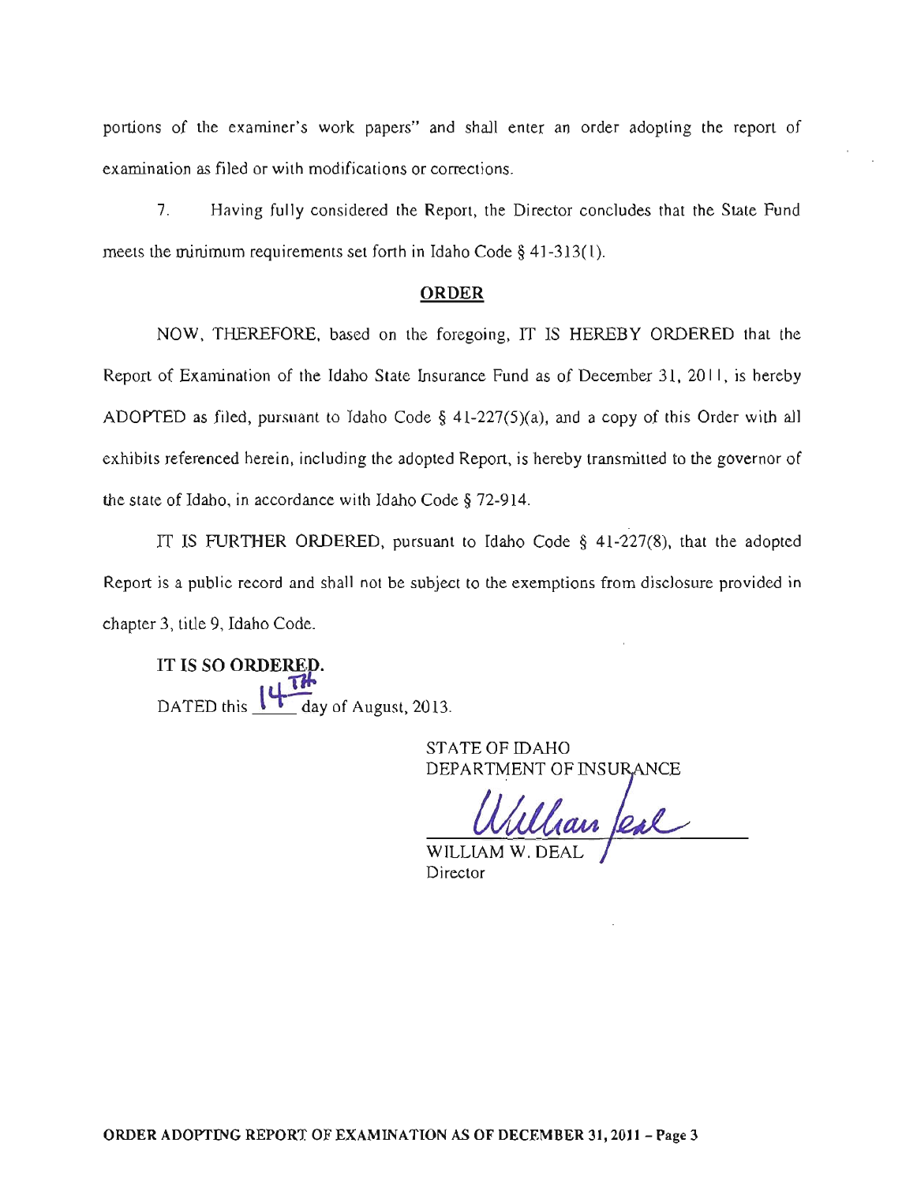portions of the examiner's work papers" and shall enter an order adopting the report of examination as filed or with modifications or corrections.

7. Having fully considered the Report, the Director concludes that the State Fund meets the minimum requirements set forth in Idaho Code § 41-313(1).

## ORDER

NOW, THEREFORE, based on the foregoing, IT IS HEREBY ORDERED that the Report of Examination of the Idaho State Insurance Fund as of December 31, 2011, is hereby ADOPTED as filed, pursuant to Idaho Code § 41-227(5)(a), and a copy of this Order with all exhibits referenced herein, including the adopted Report, is hereby transmitted to the governor of the state of Idaho, in accordance with Idaho Code § 72-914.

IT IS FURTHER ORDERED, pursuant to Idaho Code § 41-227(8), that the adopted Report is a public record and shall not be subject to the exemptions from disclosure provided in chapter 3, title 9, Idaho Code.

**IT IS SO ORDERED.**

DATED this 14TH day of August, 2013.

STATE OF IDAHO
DEPARTMENT OF INSURANCE

William Deal

WILLIAM W. DEAL
Director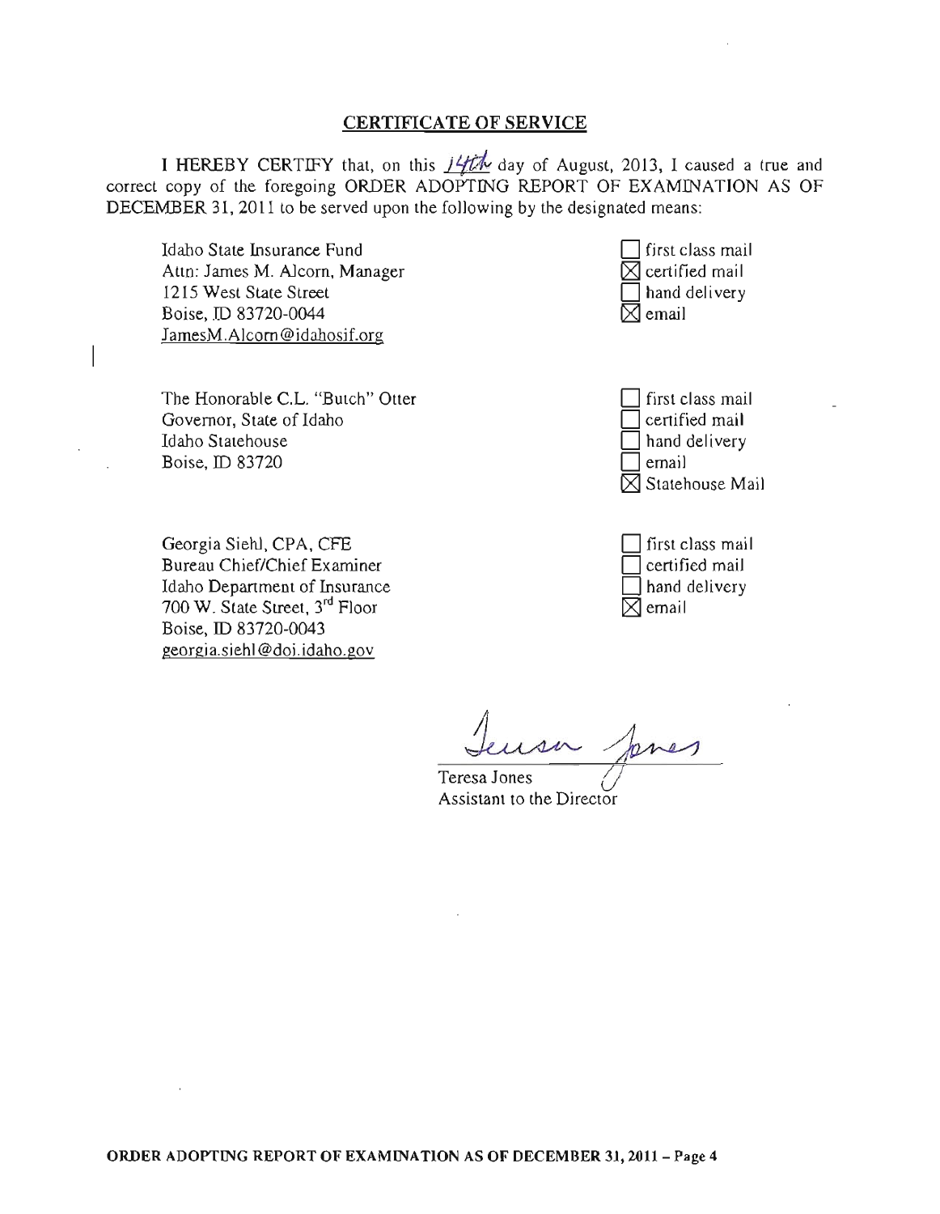## CERTIFICATE OF SERVICE

I HEREBY CERTIFY that, on this 14th day of August, 2013, I caused a true and correct copy of the foregoing ORDER ADOPTING REPORT OF EXAMINATION AS OF DECEMBER 31, 2011 to be served upon the following by the designated means:

| | |
|---|---|
| Idaho State Insurance Fund<br>Attn: James M. Alcorn, Manager<br>1215 West State Street<br>Boise, ID 83720-0044<br>JamesM.Alcorn@idahosif.org | ☐ first class mail<br>☒ certified mail<br>☐ hand delivery<br>☒ email |
| The Honorable C.L. "Butch" Otter<br>Governor, State of Idaho<br>Idaho Statehouse<br>Boise, ID 83720 | ☐ first class mail<br>☐ certified mail<br>☐ hand delivery<br>☐ email<br>☒ Statehouse Mail |
| Georgia Siehl, CPA, CFE<br>Bureau Chief/Chief Examiner<br>Idaho Department of Insurance<br>700 W. State Street, 3rd Floor<br>Boise, ID 83720-0043<br>georgia.siehl@doi.idaho.gov | ☐ first class mail<br>☐ certified mail<br>☐ hand delivery<br>☒ email |

Teresa Jones  
Assistant to the Director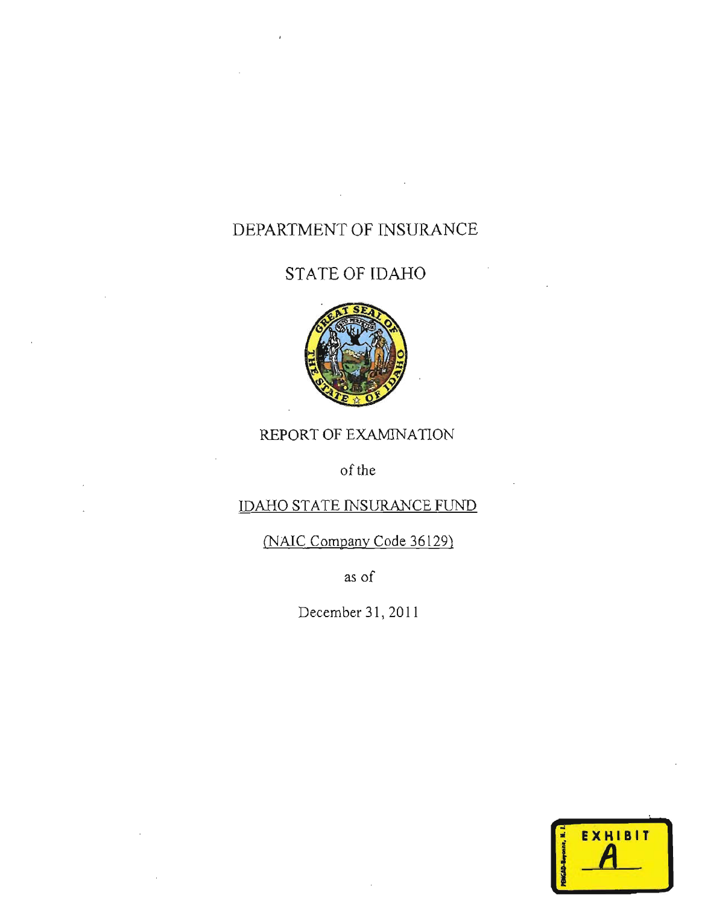# DEPARTMENT OF INSURANCE

## STATE OF IDAHO

REPORT OF EXAMINATION

of the

IDAHO STATE INSURANCE FUND

(NAIC Company Code 36129)

as of

December 31, 2011

EXHIBIT

A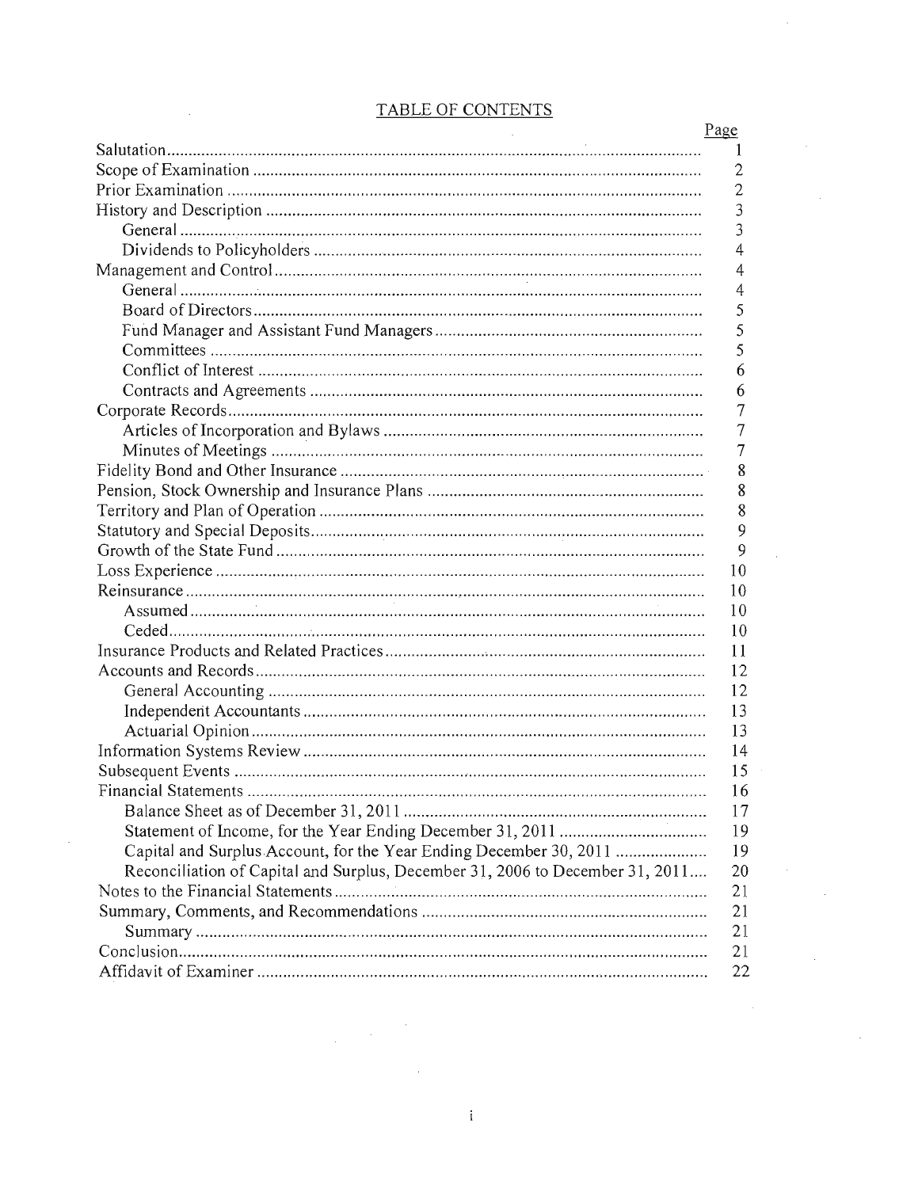## TABLE OF CONTENTS

| | Page |
|---|---|
| Salutation | 1 |
| Scope of Examination | 2 |
| Prior Examination | 2 |
| History and Description | 3 |
| General | 3 |
| Dividends to Policyholders | 4 |
| Management and Control | 4 |
| General | 4 |
| Board of Directors | 5 |
| Fund Manager and Assistant Fund Managers | 5 |
| Committees | 5 |
| Conflict of Interest | 6 |
| Contracts and Agreements | 6 |
| Corporate Records | 7 |
| Articles of Incorporation and Bylaws | 7 |
| Minutes of Meetings | 7 |
| Fidelity Bond and Other Insurance | 8 |
| Pension, Stock Ownership and Insurance Plans | 8 |
| Territory and Plan of Operation | 8 |
| Statutory and Special Deposits | 9 |
| Growth of the State Fund | 9 |
| Loss Experience | 10 |
| Reinsurance | 10 |
| Assumed | 10 |
| Ceded | 10 |
| Insurance Products and Related Practices | 11 |
| Accounts and Records | 12 |
| General Accounting | 12 |
| Independent Accountants | 13 |
| Actuarial Opinion | 13 |
| Information Systems Review | 14 |
| Subsequent Events | 15 |
| Financial Statements | 16 |
| Balance Sheet as of December 31, 2011 | 17 |
| Statement of Income, for the Year Ending December 31, 2011 | 19 |
| Capital and Surplus Account, for the Year Ending December 30, 2011 | 19 |
| Reconciliation of Capital and Surplus, December 31, 2006 to December 31, 2011 | 20 |
| Notes to the Financial Statements | 21 |
| Summary, Comments, and Recommendations | 21 |
| Summary | 21 |
| Conclusion | 21 |
| Affidavit of Examiner | 22 |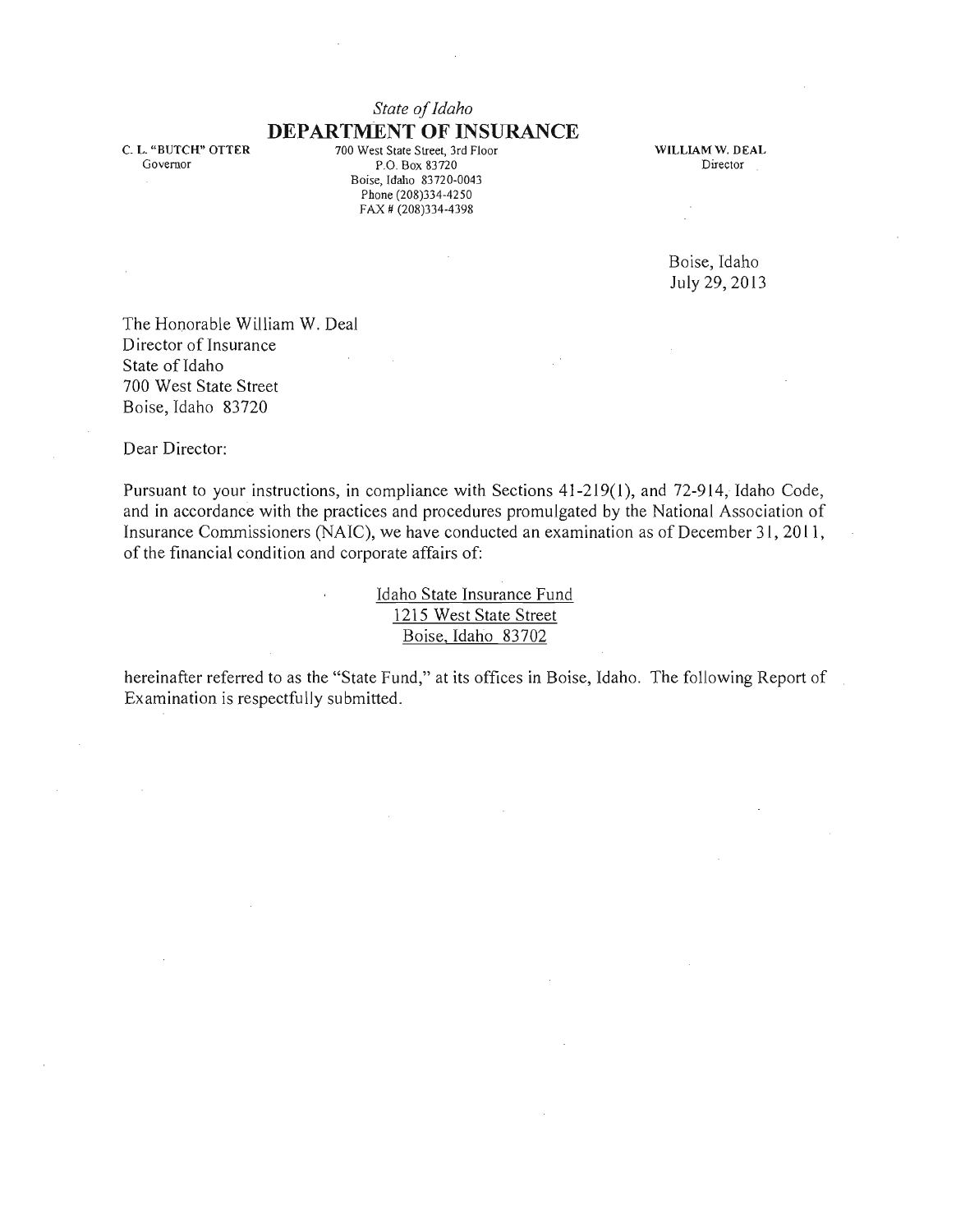*State of Idaho*

**DEPARTMENT OF INSURANCE**

C. L. "BUTCH" OTTER
Governor

700 West State Street, 3rd Floor
P.O. Box 83720
Boise, Idaho 83720-0043
Phone (208)334-4250
FAX # (208)334-4398

WILLIAM W. DEAL
Director

Boise, Idaho
July 29, 2013

The Honorable William W. Deal
Director of Insurance
State of Idaho
700 West State Street
Boise, Idaho 83720

Dear Director:

Pursuant to your instructions, in compliance with Sections 41-219(1), and 72-914, Idaho Code, and in accordance with the practices and procedures promulgated by the National Association of Insurance Commissioners (NAIC), we have conducted an examination as of December 31, 2011, of the financial condition and corporate affairs of:

Idaho State Insurance Fund
1215 West State Street
Boise, Idaho 83702

hereinafter referred to as the "State Fund," at its offices in Boise, Idaho. The following Report of Examination is respectfully submitted.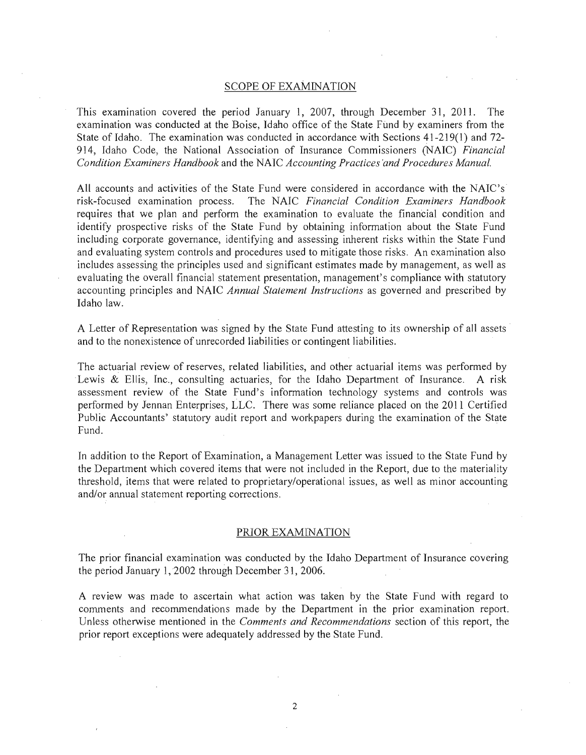## SCOPE OF EXAMINATION

This examination covered the period January 1, 2007, through December 31, 2011. The examination was conducted at the Boise, Idaho office of the State Fund by examiners from the State of Idaho. The examination was conducted in accordance with Sections 41-219(1) and 72-914, Idaho Code, the National Association of Insurance Commissioners (NAIC) *Financial Condition Examiners Handbook* and the NAIC *Accounting Practices and Procedures Manual.*

All accounts and activities of the State Fund were considered in accordance with the NAIC's risk-focused examination process. The NAIC *Financial Condition Examiners Handbook* requires that we plan and perform the examination to evaluate the financial condition and identify prospective risks of the State Fund by obtaining information about the State Fund including corporate governance, identifying and assessing inherent risks within the State Fund and evaluating system controls and procedures used to mitigate those risks. An examination also includes assessing the principles used and significant estimates made by management, as well as evaluating the overall financial statement presentation, management's compliance with statutory accounting principles and NAIC *Annual Statement Instructions* as governed and prescribed by Idaho law.

A Letter of Representation was signed by the State Fund attesting to its ownership of all assets and to the nonexistence of unrecorded liabilities or contingent liabilities.

The actuarial review of reserves, related liabilities, and other actuarial items was performed by Lewis & Ellis, Inc., consulting actuaries, for the Idaho Department of Insurance. A risk assessment review of the State Fund's information technology systems and controls was performed by Jennan Enterprises, LLC. There was some reliance placed on the 2011 Certified Public Accountants' statutory audit report and workpapers during the examination of the State Fund.

In addition to the Report of Examination, a Management Letter was issued to the State Fund by the Department which covered items that were not included in the Report, due to the materiality threshold, items that were related to proprietary/operational issues, as well as minor accounting and/or annual statement reporting corrections.

## PRIOR EXAMINATION

The prior financial examination was conducted by the Idaho Department of Insurance covering the period January 1, 2002 through December 31, 2006.

A review was made to ascertain what action was taken by the State Fund with regard to comments and recommendations made by the Department in the prior examination report. Unless otherwise mentioned in the *Comments and Recommendations* section of this report, the prior report exceptions were adequately addressed by the State Fund.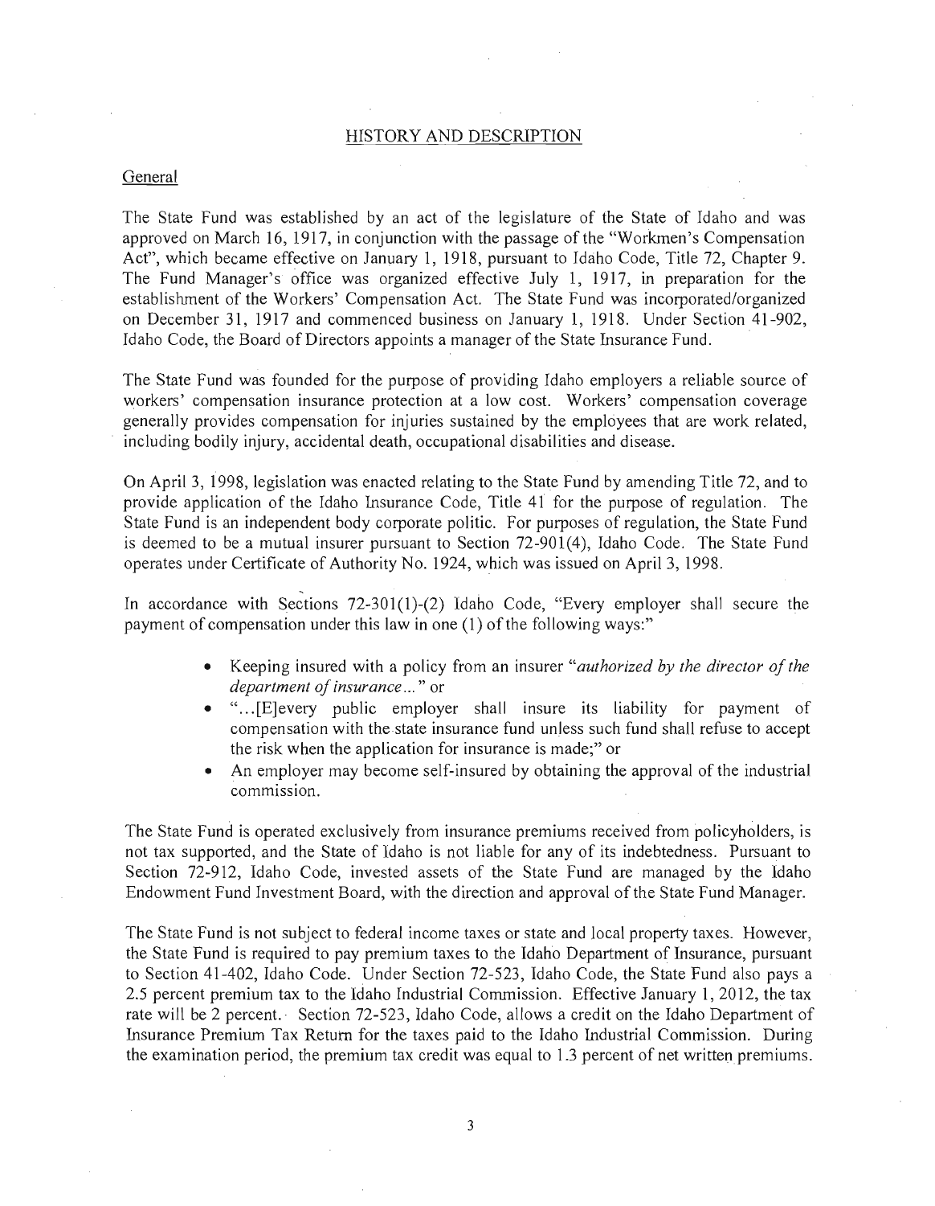## HISTORY AND DESCRIPTION

### General

The State Fund was established by an act of the legislature of the State of Idaho and was approved on March 16, 1917, in conjunction with the passage of the "Workmen's Compensation Act", which became effective on January 1, 1918, pursuant to Idaho Code, Title 72, Chapter 9. The Fund Manager's office was organized effective July 1, 1917, in preparation for the establishment of the Workers' Compensation Act. The State Fund was incorporated/organized on December 31, 1917 and commenced business on January 1, 1918. Under Section 41-902, Idaho Code, the Board of Directors appoints a manager of the State Insurance Fund.

The State Fund was founded for the purpose of providing Idaho employers a reliable source of workers' compensation insurance protection at a low cost. Workers' compensation coverage generally provides compensation for injuries sustained by the employees that are work related, including bodily injury, accidental death, occupational disabilities and disease.

On April 3, 1998, legislation was enacted relating to the State Fund by amending Title 72, and to provide application of the Idaho Insurance Code, Title 41 for the purpose of regulation. The State Fund is an independent body corporate politic. For purposes of regulation, the State Fund is deemed to be a mutual insurer pursuant to Section 72-901(4), Idaho Code. The State Fund operates under Certificate of Authority No. 1924, which was issued on April 3, 1998.

In accordance with Sections 72-301(1)-(2) Idaho Code, "Every employer shall secure the payment of compensation under this law in one (1) of the following ways:"

- Keeping insured with a policy from an insurer "*authorized by the director of the department of insurance...*" or
- "...[E]every public employer shall insure its liability for payment of compensation with the state insurance fund unless such fund shall refuse to accept the risk when the application for insurance is made;" or
- An employer may become self-insured by obtaining the approval of the industrial commission.

The State Fund is operated exclusively from insurance premiums received from policyholders, is not tax supported, and the State of Idaho is not liable for any of its indebtedness. Pursuant to Section 72-912, Idaho Code, invested assets of the State Fund are managed by the Idaho Endowment Fund Investment Board, with the direction and approval of the State Fund Manager.

The State Fund is not subject to federal income taxes or state and local property taxes. However, the State Fund is required to pay premium taxes to the Idaho Department of Insurance, pursuant to Section 41-402, Idaho Code. Under Section 72-523, Idaho Code, the State Fund also pays a 2.5 percent premium tax to the Idaho Industrial Commission. Effective January 1, 2012, the tax rate will be 2 percent. Section 72-523, Idaho Code, allows a credit on the Idaho Department of Insurance Premium Tax Return for the taxes paid to the Idaho Industrial Commission. During the examination period, the premium tax credit was equal to 1.3 percent of net written premiums.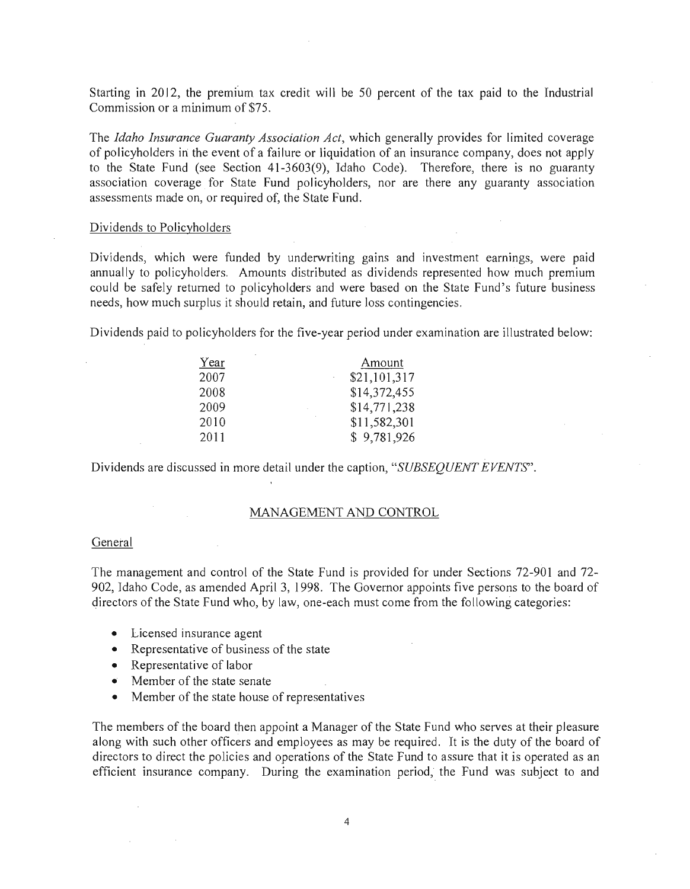Starting in 2012, the premium tax credit will be 50 percent of the tax paid to the Industrial Commission or a minimum of $75.

The *Idaho Insurance Guaranty Association Act*, which generally provides for limited coverage of policyholders in the event of a failure or liquidation of an insurance company, does not apply to the State Fund (see Section 41-3603(9), Idaho Code). Therefore, there is no guaranty association coverage for State Fund policyholders, nor are there any guaranty association assessments made on, or required of, the State Fund.

Dividends to Policyholders

Dividends, which were funded by underwriting gains and investment earnings, were paid annually to policyholders. Amounts distributed as dividends represented how much premium could be safely returned to policyholders and were based on the State Fund's future business needs, how much surplus it should retain, and future loss contingencies.

Dividends paid to policyholders for the five-year period under examination are illustrated below:

| Year | Amount |
|---|---|
| 2007 | $21,101,317 |
| 2008 | $14,372,455 |
| 2009 | $14,771,238 |
| 2010 | $11,582,301 |
| 2011 | $ 9,781,926 |

Dividends are discussed in more detail under the caption, "*SUBSEQUENT EVENTS*".

## MANAGEMENT AND CONTROL

General

The management and control of the State Fund is provided for under Sections 72-901 and 72-902, Idaho Code, as amended April 3, 1998. The Governor appoints five persons to the board of directors of the State Fund who, by law, one-each must come from the following categories:

- Licensed insurance agent
- Representative of business of the state
- Representative of labor
- Member of the state senate
- Member of the state house of representatives

The members of the board then appoint a Manager of the State Fund who serves at their pleasure along with such other officers and employees as may be required. It is the duty of the board of directors to direct the policies and operations of the State Fund to assure that it is operated as an efficient insurance company. During the examination period, the Fund was subject to and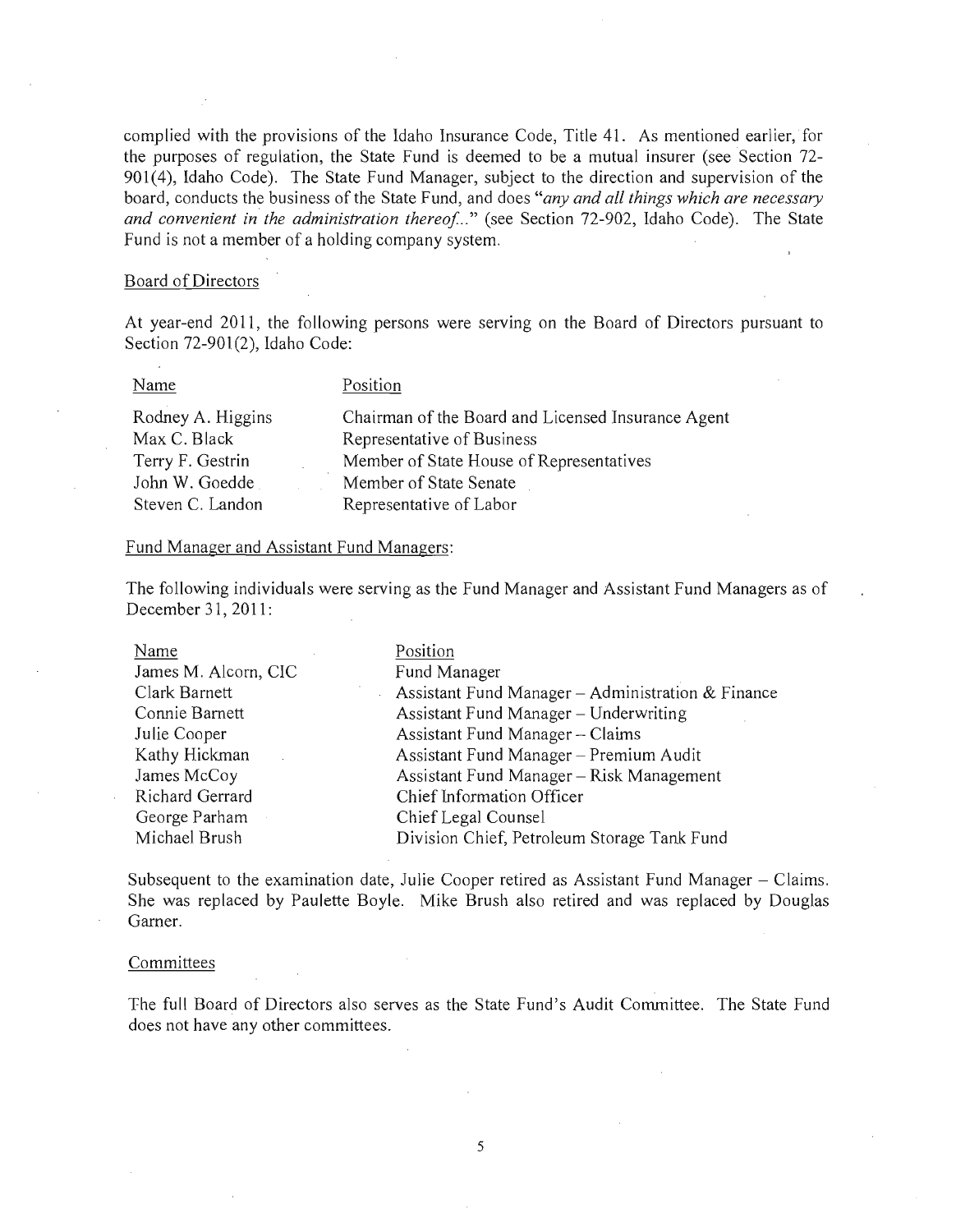complied with the provisions of the Idaho Insurance Code, Title 41. As mentioned earlier, for the purposes of regulation, the State Fund is deemed to be a mutual insurer (see Section 72-901(4), Idaho Code). The State Fund Manager, subject to the direction and supervision of the board, conducts the business of the State Fund, and does "*any and all things which are necessary and convenient in the administration thereof...*" (see Section 72-902, Idaho Code). The State Fund is not a member of a holding company system.

### Board of Directors

At year-end 2011, the following persons were serving on the Board of Directors pursuant to Section 72-901(2), Idaho Code:

| Name | Position |
| --- | --- |
| Rodney A. Higgins | Chairman of the Board and Licensed Insurance Agent |
| Max C. Black | Representative of Business |
| Terry F. Gestrin | Member of State House of Representatives |
| John W. Goedde | Member of State Senate |
| Steven C. Landon | Representative of Labor |

### Fund Manager and Assistant Fund Managers:

The following individuals were serving as the Fund Manager and Assistant Fund Managers as of December 31, 2011:

| Name | Position |
| --- | --- |
| James M. Alcorn, CIC | Fund Manager |
| Clark Barnett | Assistant Fund Manager – Administration & Finance |
| Connie Barnett | Assistant Fund Manager – Underwriting |
| Julie Cooper | Assistant Fund Manager – Claims |
| Kathy Hickman | Assistant Fund Manager – Premium Audit |
| James McCoy | Assistant Fund Manager – Risk Management |
| Richard Gerrard | Chief Information Officer |
| George Parham | Chief Legal Counsel |
| Michael Brush | Division Chief, Petroleum Storage Tank Fund |

Subsequent to the examination date, Julie Cooper retired as Assistant Fund Manager – Claims. She was replaced by Paulette Boyle. Mike Brush also retired and was replaced by Douglas Garner.

### Committees

The full Board of Directors also serves as the State Fund's Audit Committee. The State Fund does not have any other committees.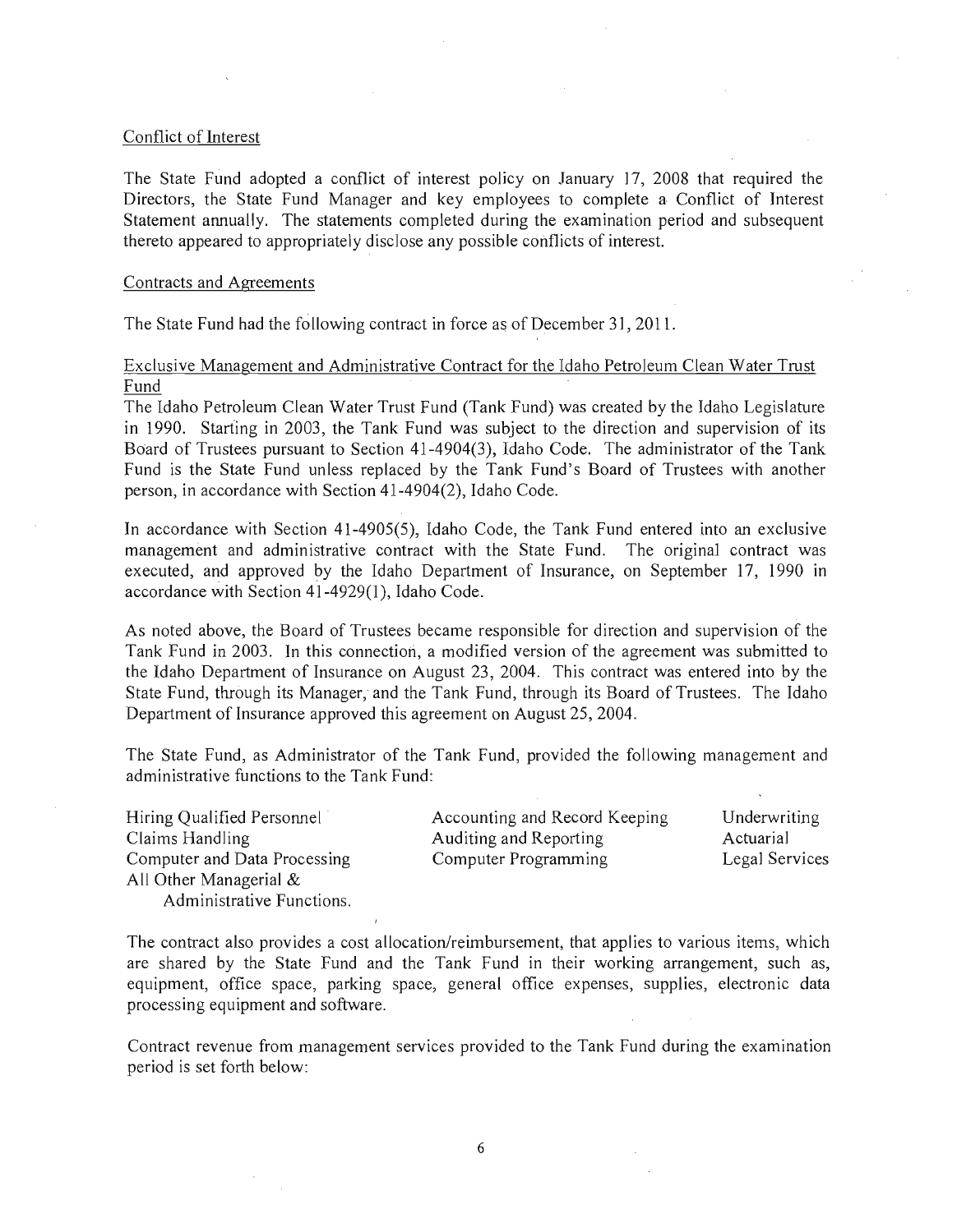Conflict of Interest

The State Fund adopted a conflict of interest policy on January 17, 2008 that required the Directors, the State Fund Manager and key employees to complete a Conflict of Interest Statement annually. The statements completed during the examination period and subsequent thereto appeared to appropriately disclose any possible conflicts of interest.

Contracts and Agreements

The State Fund had the following contract in force as of December 31, 2011.

Exclusive Management and Administrative Contract for the Idaho Petroleum Clean Water Trust Fund

The Idaho Petroleum Clean Water Trust Fund (Tank Fund) was created by the Idaho Legislature in 1990. Starting in 2003, the Tank Fund was subject to the direction and supervision of its Board of Trustees pursuant to Section 41-4904(3), Idaho Code. The administrator of the Tank Fund is the State Fund unless replaced by the Tank Fund's Board of Trustees with another person, in accordance with Section 41-4904(2), Idaho Code.

In accordance with Section 41-4905(5), Idaho Code, the Tank Fund entered into an exclusive management and administrative contract with the State Fund. The original contract was executed, and approved by the Idaho Department of Insurance, on September 17, 1990 in accordance with Section 41-4929(1), Idaho Code.

As noted above, the Board of Trustees became responsible for direction and supervision of the Tank Fund in 2003. In this connection, a modified version of the agreement was submitted to the Idaho Department of Insurance on August 23, 2004. This contract was entered into by the State Fund, through its Manager, and the Tank Fund, through its Board of Trustees. The Idaho Department of Insurance approved this agreement on August 25, 2004.

The State Fund, as Administrator of the Tank Fund, provided the following management and administrative functions to the Tank Fund:

| | | |
|---|---|---|
| Hiring Qualified Personnel | Accounting and Record Keeping | Underwriting |
| Claims Handling | Auditing and Reporting | Actuarial |
| Computer and Data Processing | Computer Programming | Legal Services |
| All Other Managerial & Administrative Functions. | | |

The contract also provides a cost allocation/reimbursement, that applies to various items, which are shared by the State Fund and the Tank Fund in their working arrangement, such as, equipment, office space, parking space, general office expenses, supplies, electronic data processing equipment and software.

Contract revenue from management services provided to the Tank Fund during the examination period is set forth below: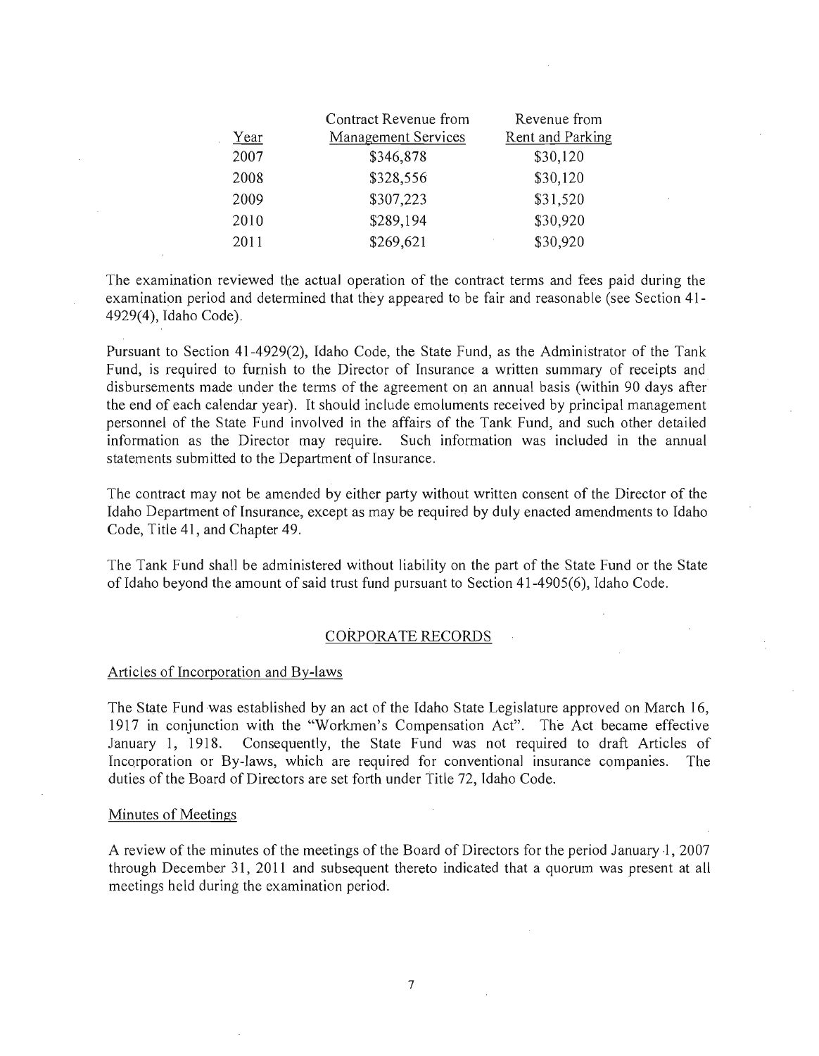| Year | Contract Revenue from Management Services | Revenue from Rent and Parking |
|---|---|---|
| 2007 | $346,878 | $30,120 |
| 2008 | $328,556 | $30,120 |
| 2009 | $307,223 | $31,520 |
| 2010 | $289,194 | $30,920 |
| 2011 | $269,621 | $30,920 |

The examination reviewed the actual operation of the contract terms and fees paid during the examination period and determined that they appeared to be fair and reasonable (see Section 41-4929(4), Idaho Code).

Pursuant to Section 41-4929(2), Idaho Code, the State Fund, as the Administrator of the Tank Fund, is required to furnish to the Director of Insurance a written summary of receipts and disbursements made under the terms of the agreement on an annual basis (within 90 days after the end of each calendar year). It should include emoluments received by principal management personnel of the State Fund involved in the affairs of the Tank Fund, and such other detailed information as the Director may require. Such information was included in the annual statements submitted to the Department of Insurance.

The contract may not be amended by either party without written consent of the Director of the Idaho Department of Insurance, except as may be required by duly enacted amendments to Idaho Code, Title 41, and Chapter 49.

The Tank Fund shall be administered without liability on the part of the State Fund or the State of Idaho beyond the amount of said trust fund pursuant to Section 41-4905(6), Idaho Code.

## CORPORATE RECORDS

### Articles of Incorporation and By-laws

The State Fund was established by an act of the Idaho State Legislature approved on March 16, 1917 in conjunction with the "Workmen's Compensation Act". The Act became effective January 1, 1918. Consequently, the State Fund was not required to draft Articles of Incorporation or By-laws, which are required for conventional insurance companies. The duties of the Board of Directors are set forth under Title 72, Idaho Code.

### Minutes of Meetings

A review of the minutes of the meetings of the Board of Directors for the period January 1, 2007 through December 31, 2011 and subsequent thereto indicated that a quorum was present at all meetings held during the examination period.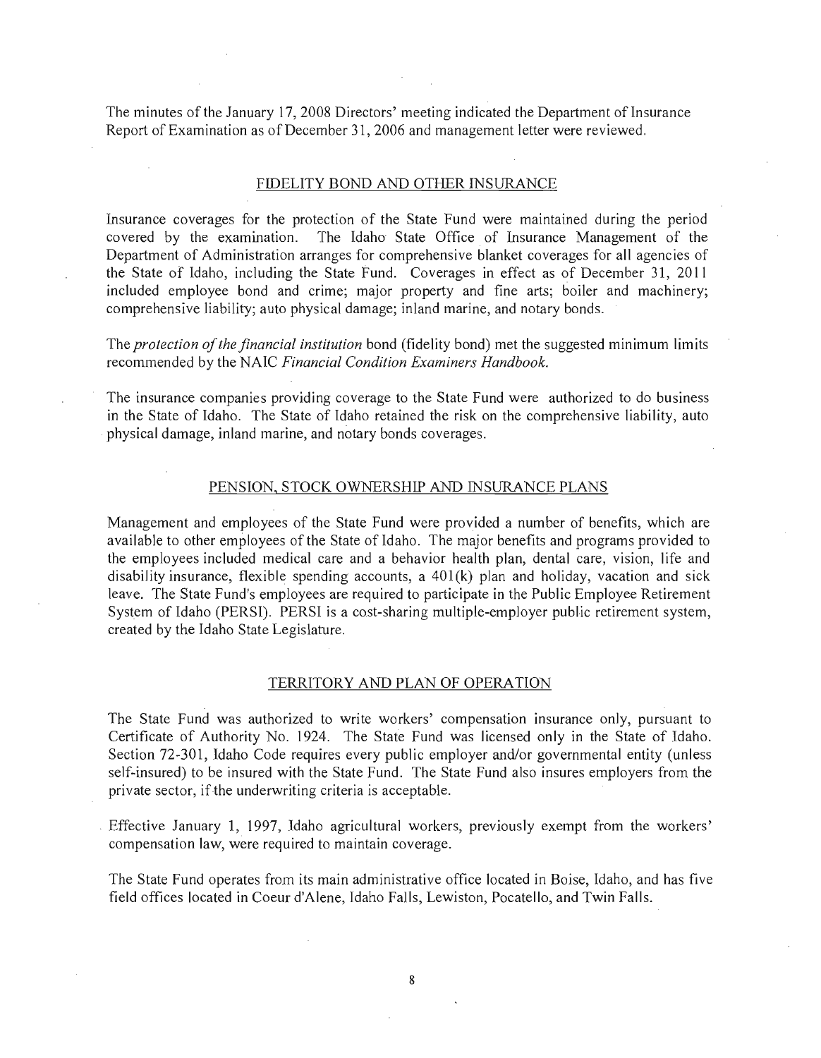The minutes of the January 17, 2008 Directors' meeting indicated the Department of Insurance Report of Examination as of December 31, 2006 and management letter were reviewed.

## FIDELITY BOND AND OTHER INSURANCE

Insurance coverages for the protection of the State Fund were maintained during the period covered by the examination. The Idaho State Office of Insurance Management of the Department of Administration arranges for comprehensive blanket coverages for all agencies of the State of Idaho, including the State Fund. Coverages in effect as of December 31, 2011 included employee bond and crime; major property and fine arts; boiler and machinery; comprehensive liability; auto physical damage; inland marine, and notary bonds.

The *protection of the financial institution* bond (fidelity bond) met the suggested minimum limits recommended by the NAIC *Financial Condition Examiners Handbook.*

The insurance companies providing coverage to the State Fund were authorized to do business in the State of Idaho. The State of Idaho retained the risk on the comprehensive liability, auto physical damage, inland marine, and notary bonds coverages.

## PENSION, STOCK OWNERSHIP AND INSURANCE PLANS

Management and employees of the State Fund were provided a number of benefits, which are available to other employees of the State of Idaho. The major benefits and programs provided to the employees included medical care and a behavior health plan, dental care, vision, life and disability insurance, flexible spending accounts, a 401(k) plan and holiday, vacation and sick leave. The State Fund's employees are required to participate in the Public Employee Retirement System of Idaho (PERSI). PERSI is a cost-sharing multiple-employer public retirement system, created by the Idaho State Legislature.

## TERRITORY AND PLAN OF OPERATION

The State Fund was authorized to write workers' compensation insurance only, pursuant to Certificate of Authority No. 1924. The State Fund was licensed only in the State of Idaho. Section 72-301, Idaho Code requires every public employer and/or governmental entity (unless self-insured) to be insured with the State Fund. The State Fund also insures employers from the private sector, if the underwriting criteria is acceptable.

Effective January 1, 1997, Idaho agricultural workers, previously exempt from the workers' compensation law, were required to maintain coverage.

The State Fund operates from its main administrative office located in Boise, Idaho, and has five field offices located in Coeur d'Alene, Idaho Falls, Lewiston, Pocatello, and Twin Falls.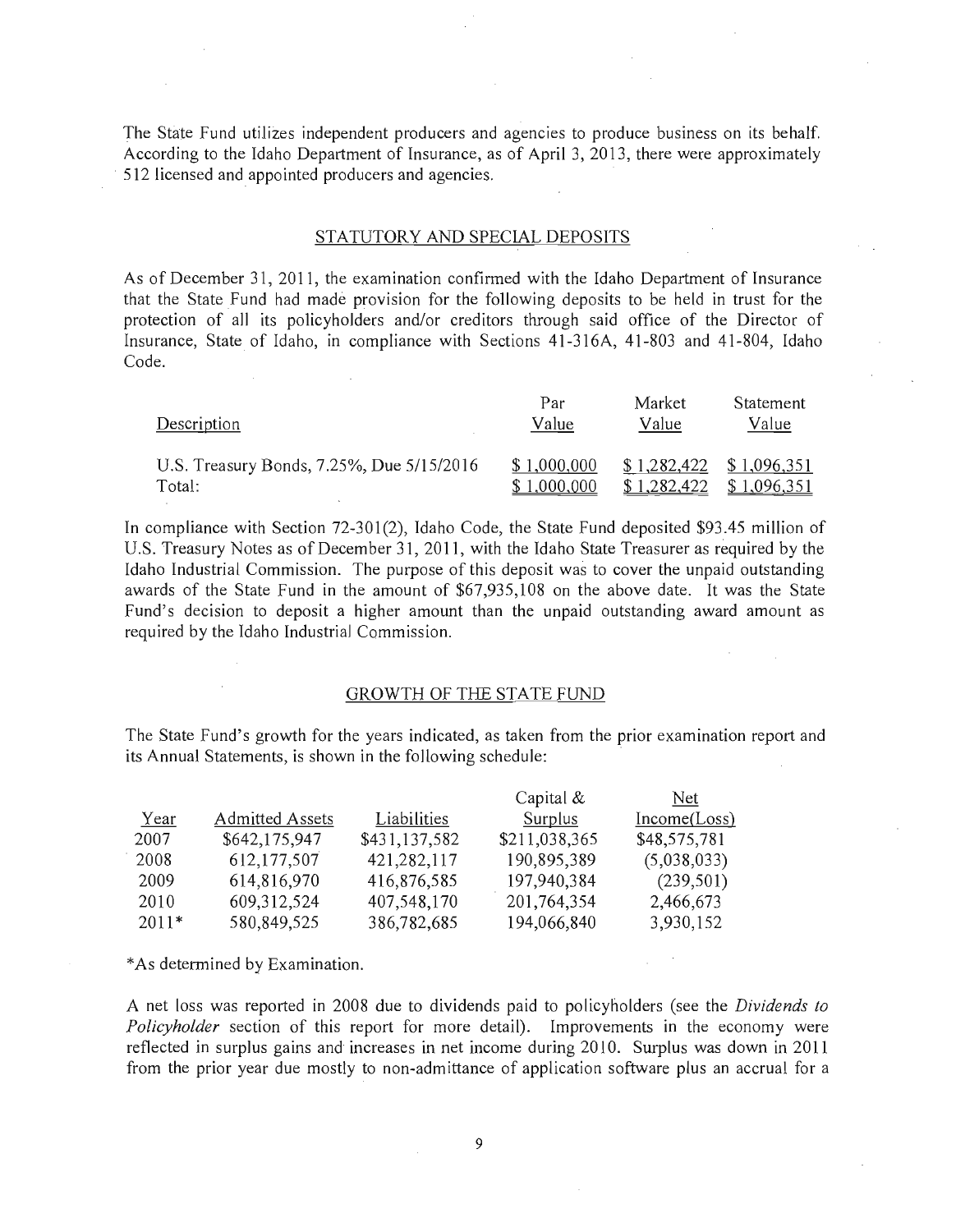The State Fund utilizes independent producers and agencies to produce business on its behalf. According to the Idaho Department of Insurance, as of April 3, 2013, there were approximately 512 licensed and appointed producers and agencies.

## STATUTORY AND SPECIAL DEPOSITS

As of December 31, 2011, the examination confirmed with the Idaho Department of Insurance that the State Fund had made provision for the following deposits to be held in trust for the protection of all its policyholders and/or creditors through said office of the Director of Insurance, State of Idaho, in compliance with Sections 41-316A, 41-803 and 41-804, Idaho Code.

| Description | Par Value | Market Value | Statement Value |
|---|---|---|---|
| U.S. Treasury Bonds, 7.25%, Due 5/15/2016 | $ 1,000,000 | $ 1,282,422 | $ 1,096,351 |
| Total: | $ 1,000,000 | $ 1,282,422 | $ 1,096,351 |

In compliance with Section 72-301(2), Idaho Code, the State Fund deposited $93.45 million of U.S. Treasury Notes as of December 31, 2011, with the Idaho State Treasurer as required by the Idaho Industrial Commission. The purpose of this deposit was to cover the unpaid outstanding awards of the State Fund in the amount of $67,935,108 on the above date. It was the State Fund's decision to deposit a higher amount than the unpaid outstanding award amount as required by the Idaho Industrial Commission.

## GROWTH OF THE STATE FUND

The State Fund's growth for the years indicated, as taken from the prior examination report and its Annual Statements, is shown in the following schedule:

| Year | Admitted Assets | Liabilities | Capital & Surplus | Net Income(Loss) |
|---|---|---|---|---|
| 2007 | $642,175,947 | $431,137,582 | $211,038,365 | $48,575,781 |
| 2008 | 612,177,507 | 421,282,117 | 190,895,389 | (5,038,033) |
| 2009 | 614,816,970 | 416,876,585 | 197,940,384 | (239,501) |
| 2010 | 609,312,524 | 407,548,170 | 201,764,354 | 2,466,673 |
| 2011* | 580,849,525 | 386,782,685 | 194,066,840 | 3,930,152 |

*As determined by Examination.

A net loss was reported in 2008 due to dividends paid to policyholders (see the *Dividends to Policyholder* section of this report for more detail). Improvements in the economy were reflected in surplus gains and increases in net income during 2010. Surplus was down in 2011 from the prior year due mostly to non-admittance of application software plus an accrual for a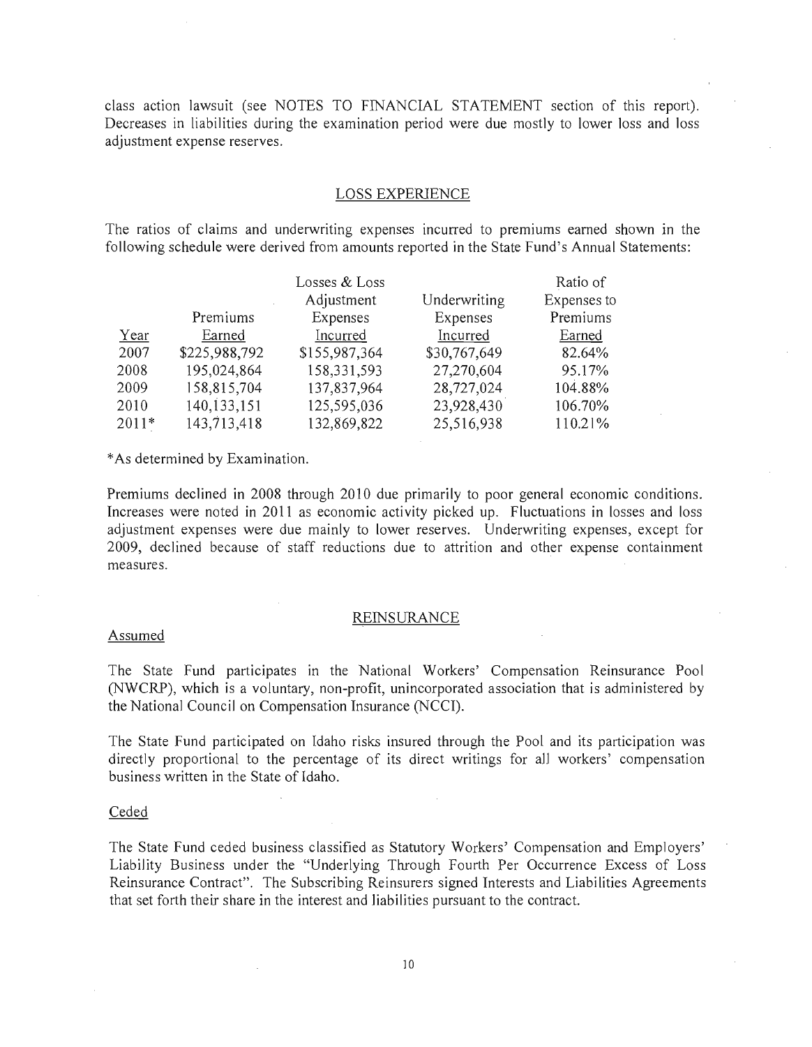class action lawsuit (see NOTES TO FINANCIAL STATEMENT section of this report). Decreases in liabilities during the examination period were due mostly to lower loss and loss adjustment expense reserves.

## LOSS EXPERIENCE

The ratios of claims and underwriting expenses incurred to premiums earned shown in the following schedule were derived from amounts reported in the State Fund's Annual Statements:

| Year | Premiums Earned | Losses & Loss Adjustment Expenses Incurred | Underwriting Expenses Incurred | Ratio of Expenses to Premiums Earned |
|---|---|---|---|---|
| 2007 | $225,988,792 | $155,987,364 | $30,767,649 | 82.64% |
| 2008 | 195,024,864 | 158,331,593 | 27,270,604 | 95.17% |
| 2009 | 158,815,704 | 137,837,964 | 28,727,024 | 104.88% |
| 2010 | 140,133,151 | 125,595,036 | 23,928,430 | 106.70% |
| 2011* | 143,713,418 | 132,869,822 | 25,516,938 | 110.21% |

*As determined by Examination.

Premiums declined in 2008 through 2010 due primarily to poor general economic conditions. Increases were noted in 2011 as economic activity picked up. Fluctuations in losses and loss adjustment expenses were due mainly to lower reserves. Underwriting expenses, except for 2009, declined because of staff reductions due to attrition and other expense containment measures.

## REINSURANCE

### Assumed

The State Fund participates in the National Workers' Compensation Reinsurance Pool (NWCRP), which is a voluntary, non-profit, unincorporated association that is administered by the National Council on Compensation Insurance (NCCI).

The State Fund participated on Idaho risks insured through the Pool and its participation was directly proportional to the percentage of its direct writings for all workers' compensation business written in the State of Idaho.

### Ceded

The State Fund ceded business classified as Statutory Workers' Compensation and Employers' Liability Business under the "Underlying Through Fourth Per Occurrence Excess of Loss Reinsurance Contract". The Subscribing Reinsurers signed Interests and Liabilities Agreements that set forth their share in the interest and liabilities pursuant to the contract.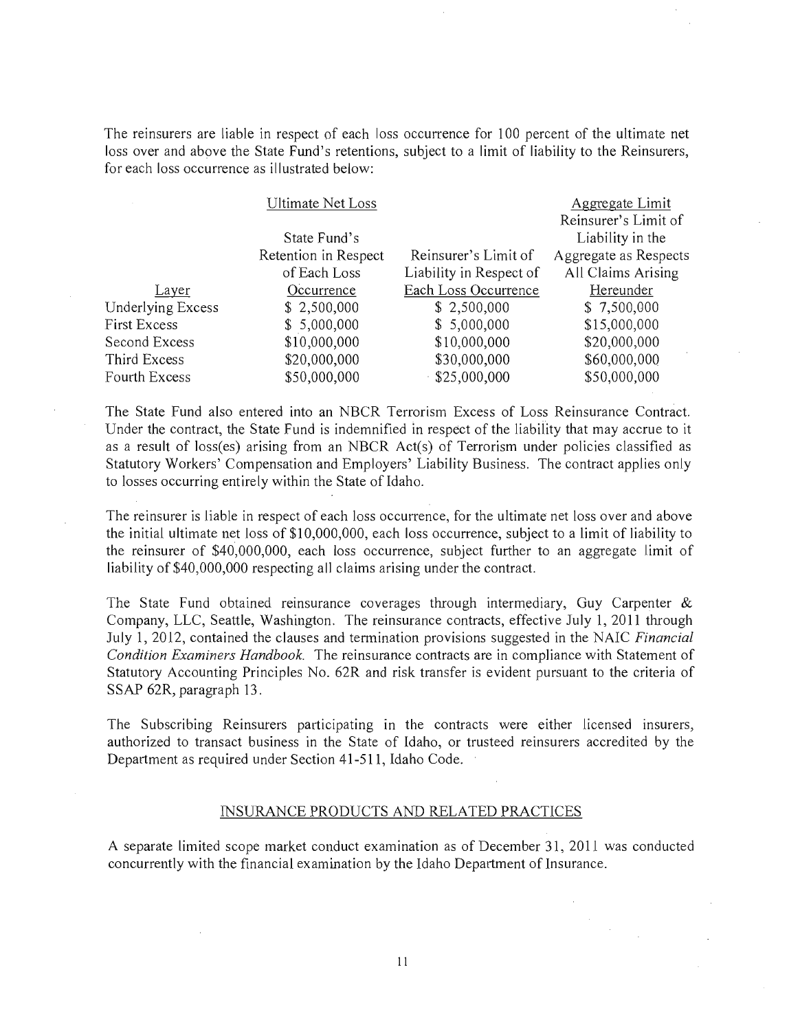The reinsurers are liable in respect of each loss occurrence for 100 percent of the ultimate net loss over and above the State Fund's retentions, subject to a limit of liability to the Reinsurers, for each loss occurrence as illustrated below:

| | Ultimate Net Loss | | Aggregate Limit |
|---|---|---|---|
| Layer | State Fund's Retention in Respect of Each Loss Occurrence | Reinsurer's Limit of Liability in Respect of Each Loss Occurrence | Reinsurer's Limit of Liability in the Aggregate as Respects All Claims Arising Hereunder |
| Underlying Excess | $ 2,500,000 | $ 2,500,000 | $ 7,500,000 |
| First Excess | $ 5,000,000 | $ 5,000,000 | $15,000,000 |
| Second Excess | $10,000,000 | $10,000,000 | $20,000,000 |
| Third Excess | $20,000,000 | $30,000,000 | $60,000,000 |
| Fourth Excess | $50,000,000 | $25,000,000 | $50,000,000 |

The State Fund also entered into an NBCR Terrorism Excess of Loss Reinsurance Contract. Under the contract, the State Fund is indemnified in respect of the liability that may accrue to it as a result of loss(es) arising from an NBCR Act(s) of Terrorism under policies classified as Statutory Workers' Compensation and Employers' Liability Business. The contract applies only to losses occurring entirely within the State of Idaho.

The reinsurer is liable in respect of each loss occurrence, for the ultimate net loss over and above the initial ultimate net loss of $10,000,000, each loss occurrence, subject to a limit of liability to the reinsurer of $40,000,000, each loss occurrence, subject further to an aggregate limit of liability of $40,000,000 respecting all claims arising under the contract.

The State Fund obtained reinsurance coverages through intermediary, Guy Carpenter & Company, LLC, Seattle, Washington. The reinsurance contracts, effective July 1, 2011 through July 1, 2012, contained the clauses and termination provisions suggested in the NAIC *Financial Condition Examiners Handbook*. The reinsurance contracts are in compliance with Statement of Statutory Accounting Principles No. 62R and risk transfer is evident pursuant to the criteria of SSAP 62R, paragraph 13.

The Subscribing Reinsurers participating in the contracts were either licensed insurers, authorized to transact business in the State of Idaho, or trusteed reinsurers accredited by the Department as required under Section 41-511, Idaho Code.

## INSURANCE PRODUCTS AND RELATED PRACTICES

A separate limited scope market conduct examination as of December 31, 2011 was conducted concurrently with the financial examination by the Idaho Department of Insurance.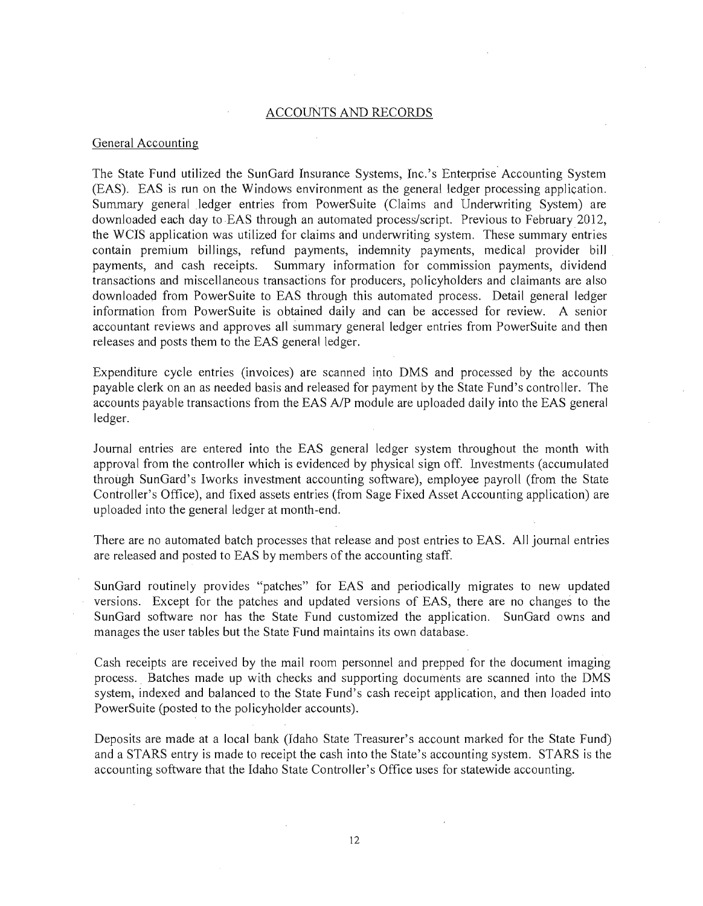## ACCOUNTS AND RECORDS

### General Accounting

The State Fund utilized the SunGard Insurance Systems, Inc.'s Enterprise Accounting System (EAS). EAS is run on the Windows environment as the general ledger processing application. Summary general ledger entries from PowerSuite (Claims and Underwriting System) are downloaded each day to EAS through an automated process/script. Previous to February 2012, the WCIS application was utilized for claims and underwriting system. These summary entries contain premium billings, refund payments, indemnity payments, medical provider bill payments, and cash receipts. Summary information for commission payments, dividend transactions and miscellaneous transactions for producers, policyholders and claimants are also downloaded from PowerSuite to EAS through this automated process. Detail general ledger information from PowerSuite is obtained daily and can be accessed for review. A senior accountant reviews and approves all summary general ledger entries from PowerSuite and then releases and posts them to the EAS general ledger.

Expenditure cycle entries (invoices) are scanned into DMS and processed by the accounts payable clerk on an as needed basis and released for payment by the State Fund's controller. The accounts payable transactions from the EAS A/P module are uploaded daily into the EAS general ledger.

Journal entries are entered into the EAS general ledger system throughout the month with approval from the controller which is evidenced by physical sign off. Investments (accumulated through SunGard's Iworks investment accounting software), employee payroll (from the State Controller's Office), and fixed assets entries (from Sage Fixed Asset Accounting application) are uploaded into the general ledger at month-end.

There are no automated batch processes that release and post entries to EAS. All journal entries are released and posted to EAS by members of the accounting staff.

SunGard routinely provides "patches" for EAS and periodically migrates to new updated versions. Except for the patches and updated versions of EAS, there are no changes to the SunGard software nor has the State Fund customized the application. SunGard owns and manages the user tables but the State Fund maintains its own database.

Cash receipts are received by the mail room personnel and prepped for the document imaging process. Batches made up with checks and supporting documents are scanned into the DMS system, indexed and balanced to the State Fund's cash receipt application, and then loaded into PowerSuite (posted to the policyholder accounts).

Deposits are made at a local bank (Idaho State Treasurer's account marked for the State Fund) and a STARS entry is made to receipt the cash into the State's accounting system. STARS is the accounting software that the Idaho State Controller's Office uses for statewide accounting.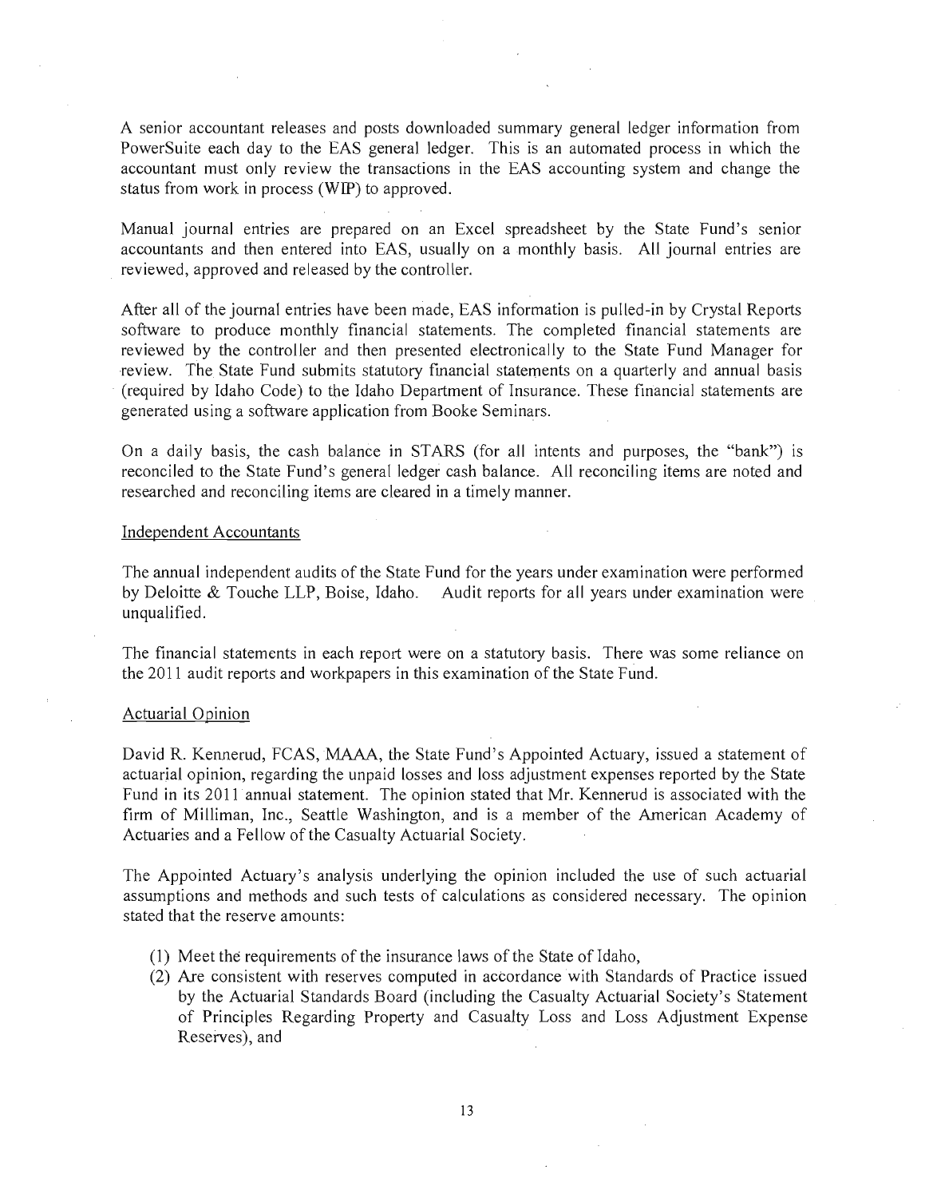A senior accountant releases and posts downloaded summary general ledger information from PowerSuite each day to the EAS general ledger. This is an automated process in which the accountant must only review the transactions in the EAS accounting system and change the status from work in process (WIP) to approved.

Manual journal entries are prepared on an Excel spreadsheet by the State Fund's senior accountants and then entered into EAS, usually on a monthly basis. All journal entries are reviewed, approved and released by the controller.

After all of the journal entries have been made, EAS information is pulled-in by Crystal Reports software to produce monthly financial statements. The completed financial statements are reviewed by the controller and then presented electronically to the State Fund Manager for review. The State Fund submits statutory financial statements on a quarterly and annual basis (required by Idaho Code) to the Idaho Department of Insurance. These financial statements are generated using a software application from Booke Seminars.

On a daily basis, the cash balance in STARS (for all intents and purposes, the "bank") is reconciled to the State Fund's general ledger cash balance. All reconciling items are noted and researched and reconciling items are cleared in a timely manner.

## Independent Accountants

The annual independent audits of the State Fund for the years under examination were performed by Deloitte & Touche LLP, Boise, Idaho. Audit reports for all years under examination were unqualified.

The financial statements in each report were on a statutory basis. There was some reliance on the 2011 audit reports and workpapers in this examination of the State Fund.

## Actuarial Opinion

David R. Kennerud, FCAS, MAAA, the State Fund's Appointed Actuary, issued a statement of actuarial opinion, regarding the unpaid losses and loss adjustment expenses reported by the State Fund in its 2011 annual statement. The opinion stated that Mr. Kennerud is associated with the firm of Milliman, Inc., Seattle Washington, and is a member of the American Academy of Actuaries and a Fellow of the Casualty Actuarial Society.

The Appointed Actuary's analysis underlying the opinion included the use of such actuarial assumptions and methods and such tests of calculations as considered necessary. The opinion stated that the reserve amounts:

(1) Meet the requirements of the insurance laws of the State of Idaho,
(2) Are consistent with reserves computed in accordance with Standards of Practice issued by the Actuarial Standards Board (including the Casualty Actuarial Society's Statement of Principles Regarding Property and Casualty Loss and Loss Adjustment Expense Reserves), and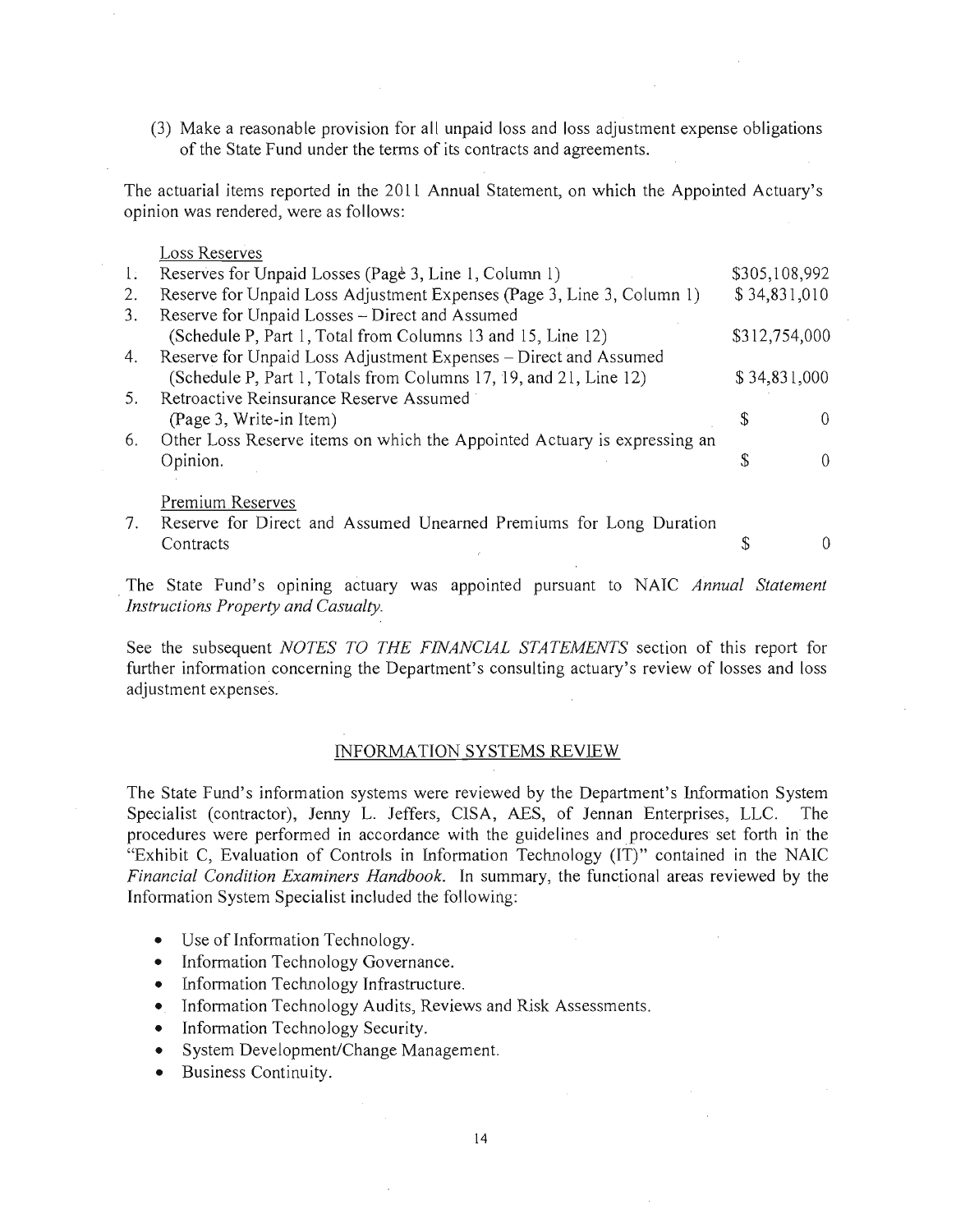(3) Make a reasonable provision for all unpaid loss and loss adjustment expense obligations of the State Fund under the terms of its contracts and agreements.

The actuarial items reported in the 2011 Annual Statement, on which the Appointed Actuary's opinion was rendered, were as follows:

| | Loss Reserves | |
|---|---|---|
| 1. | Reserves for Unpaid Losses (Page 3, Line 1, Column 1) | $305,108,992 |
| 2. | Reserve for Unpaid Loss Adjustment Expenses (Page 3, Line 3, Column 1) | $ 34,831,010 |
| 3. | Reserve for Unpaid Losses – Direct and Assumed (Schedule P, Part 1, Total from Columns 13 and 15, Line 12) | $312,754,000 |
| 4. | Reserve for Unpaid Loss Adjustment Expenses – Direct and Assumed (Schedule P, Part 1, Totals from Columns 17, 19, and 21, Line 12) | $ 34,831,000 |
| 5. | Retroactive Reinsurance Reserve Assumed (Page 3, Write-in Item) | $ 0 |
| 6. | Other Loss Reserve items on which the Appointed Actuary is expressing an Opinion. | $ 0 |
| | Premium Reserves | |
| 7. | Reserve for Direct and Assumed Unearned Premiums for Long Duration Contracts | $ 0 |

The State Fund's opining actuary was appointed pursuant to NAIC *Annual Statement Instructions Property and Casualty.*

See the subsequent *NOTES TO THE FINANCIAL STATEMENTS* section of this report for further information concerning the Department's consulting actuary's review of losses and loss adjustment expenses.

## INFORMATION SYSTEMS REVIEW

The State Fund's information systems were reviewed by the Department's Information System Specialist (contractor), Jenny L. Jeffers, CISA, AES, of Jennan Enterprises, LLC. The procedures were performed in accordance with the guidelines and procedures set forth in the "Exhibit C, Evaluation of Controls in Information Technology (IT)" contained in the NAIC *Financial Condition Examiners Handbook.* In summary, the functional areas reviewed by the Information System Specialist included the following:

- Use of Information Technology.
- Information Technology Governance.
- Information Technology Infrastructure.
- Information Technology Audits, Reviews and Risk Assessments.
- Information Technology Security.
- System Development/Change Management.
- Business Continuity.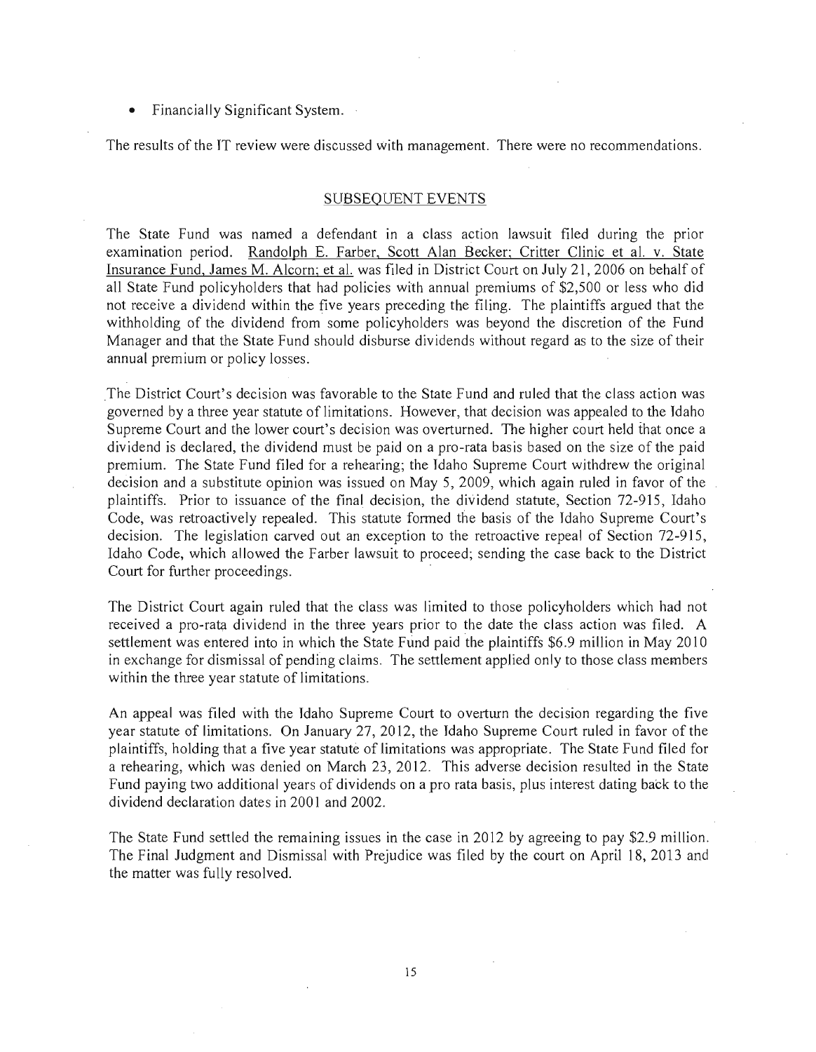- Financially Significant System.

The results of the IT review were discussed with management. There were no recommendations.

## SUBSEQUENT EVENTS

The State Fund was named a defendant in a class action lawsuit filed during the prior examination period. Randolph E. Farber, Scott Alan Becker; Critter Clinic et al. v. State Insurance Fund, James M. Alcorn; et al. was filed in District Court on July 21, 2006 on behalf of all State Fund policyholders that had policies with annual premiums of $2,500 or less who did not receive a dividend within the five years preceding the filing. The plaintiffs argued that the withholding of the dividend from some policyholders was beyond the discretion of the Fund Manager and that the State Fund should disburse dividends without regard as to the size of their annual premium or policy losses.

The District Court's decision was favorable to the State Fund and ruled that the class action was governed by a three year statute of limitations. However, that decision was appealed to the Idaho Supreme Court and the lower court's decision was overturned. The higher court held that once a dividend is declared, the dividend must be paid on a pro-rata basis based on the size of the paid premium. The State Fund filed for a rehearing; the Idaho Supreme Court withdrew the original decision and a substitute opinion was issued on May 5, 2009, which again ruled in favor of the plaintiffs. Prior to issuance of the final decision, the dividend statute, Section 72-915, Idaho Code, was retroactively repealed. This statute formed the basis of the Idaho Supreme Court's decision. The legislation carved out an exception to the retroactive repeal of Section 72-915, Idaho Code, which allowed the Farber lawsuit to proceed; sending the case back to the District Court for further proceedings.

The District Court again ruled that the class was limited to those policyholders which had not received a pro-rata dividend in the three years prior to the date the class action was filed. A settlement was entered into in which the State Fund paid the plaintiffs $6.9 million in May 2010 in exchange for dismissal of pending claims. The settlement applied only to those class members within the three year statute of limitations.

An appeal was filed with the Idaho Supreme Court to overturn the decision regarding the five year statute of limitations. On January 27, 2012, the Idaho Supreme Court ruled in favor of the plaintiffs, holding that a five year statute of limitations was appropriate. The State Fund filed for a rehearing, which was denied on March 23, 2012. This adverse decision resulted in the State Fund paying two additional years of dividends on a pro rata basis, plus interest dating back to the dividend declaration dates in 2001 and 2002.

The State Fund settled the remaining issues in the case in 2012 by agreeing to pay $2.9 million. The Final Judgment and Dismissal with Prejudice was filed by the court on April 18, 2013 and the matter was fully resolved.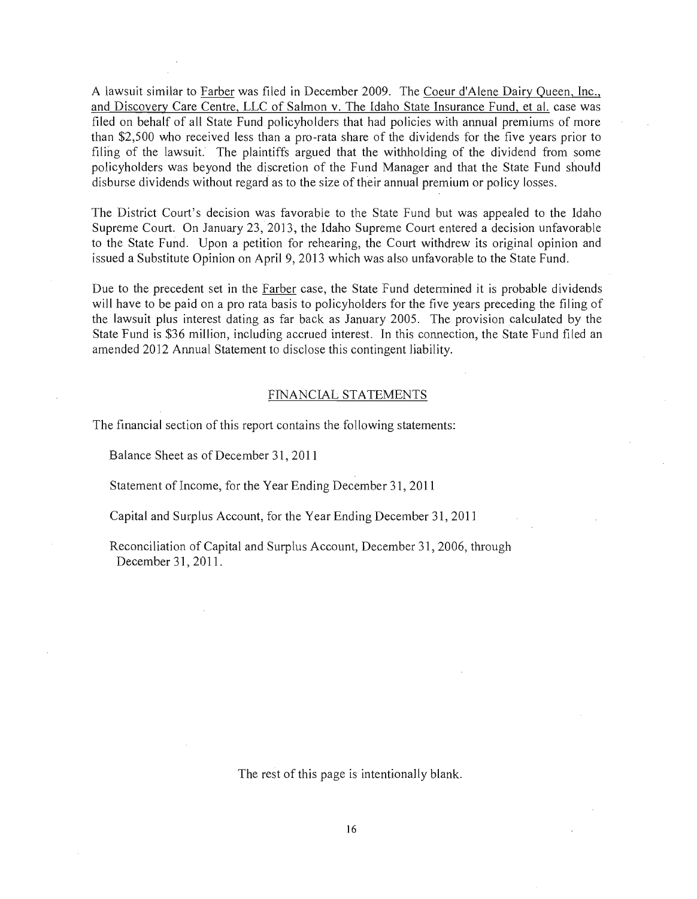A lawsuit similar to Farber was filed in December 2009. The Coeur d'Alene Dairy Queen, Inc., and Discovery Care Centre, LLC of Salmon v. The Idaho State Insurance Fund, et al. case was filed on behalf of all State Fund policyholders that had policies with annual premiums of more than $2,500 who received less than a pro-rata share of the dividends for the five years prior to filing of the lawsuit. The plaintiffs argued that the withholding of the dividend from some policyholders was beyond the discretion of the Fund Manager and that the State Fund should disburse dividends without regard as to the size of their annual premium or policy losses.

The District Court's decision was favorable to the State Fund but was appealed to the Idaho Supreme Court. On January 23, 2013, the Idaho Supreme Court entered a decision unfavorable to the State Fund. Upon a petition for rehearing, the Court withdrew its original opinion and issued a Substitute Opinion on April 9, 2013 which was also unfavorable to the State Fund.

Due to the precedent set in the Farber case, the State Fund determined it is probable dividends will have to be paid on a pro rata basis to policyholders for the five years preceding the filing of the lawsuit plus interest dating as far back as January 2005. The provision calculated by the State Fund is $36 million, including accrued interest. In this connection, the State Fund filed an amended 2012 Annual Statement to disclose this contingent liability.

## FINANCIAL STATEMENTS

The financial section of this report contains the following statements:

Balance Sheet as of December 31, 2011

Statement of Income, for the Year Ending December 31, 2011

Capital and Surplus Account, for the Year Ending December 31, 2011

Reconciliation of Capital and Surplus Account, December 31, 2006, through December 31, 2011.

The rest of this page is intentionally blank.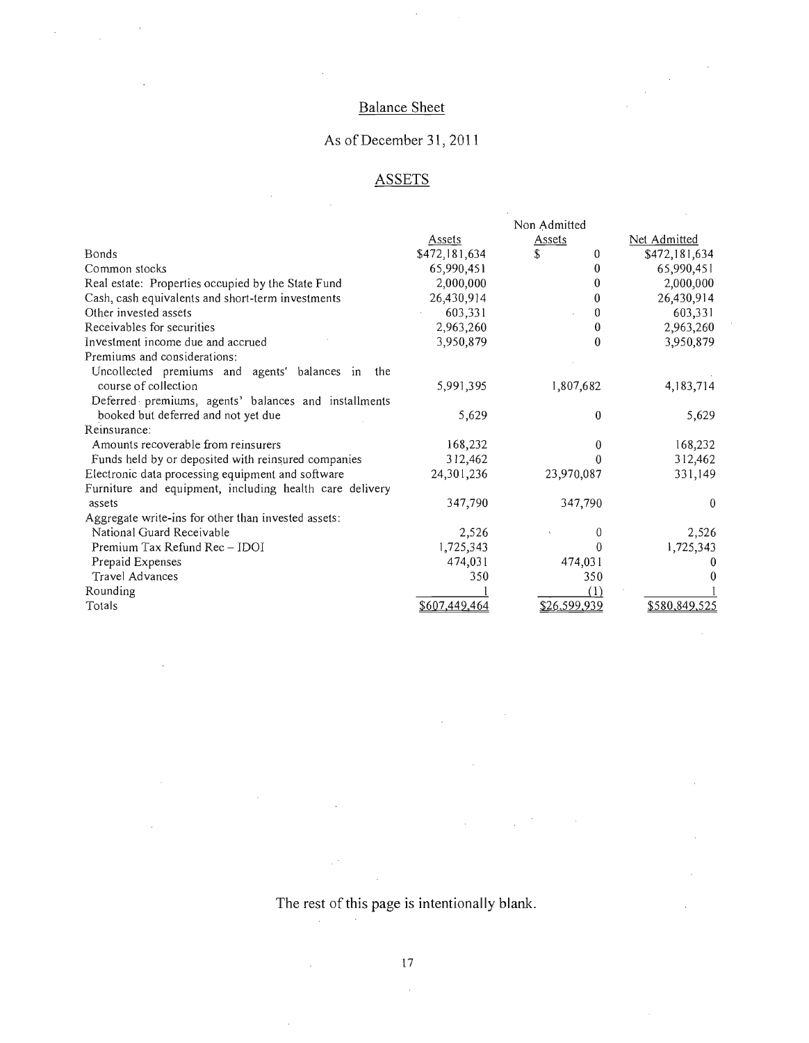# Balance Sheet

## As of December 31, 2011

### ASSETS

| | Assets | Non Admitted Assets | Net Admitted |
|---|---|---|---|
| Bonds | $472,181,634 | $ 0 | $472,181,634 |
| Common stocks | 65,990,451 | 0 | 65,990,451 |
| Real estate: Properties occupied by the State Fund | 2,000,000 | 0 | 2,000,000 |
| Cash, cash equivalents and short-term investments | 26,430,914 | 0 | 26,430,914 |
| Other invested assets | 603,331 | 0 | 603,331 |
| Receivables for securities | 2,963,260 | 0 | 2,963,260 |
| Investment income due and accrued | 3,950,879 | 0 | 3,950,879 |
| Premiums and considerations: | | | |
| Uncollected premiums and agents' balances in the course of collection | 5,991,395 | 1,807,682 | 4,183,714 |
| Deferred premiums, agents' balances and installments booked but deferred and not yet due | 5,629 | 0 | 5,629 |
| Reinsurance: | | | |
| Amounts recoverable from reinsurers | 168,232 | 0 | 168,232 |
| Funds held by or deposited with reinsured companies | 312,462 | 0 | 312,462 |
| Electronic data processing equipment and software | 24,301,236 | 23,970,087 | 331,149 |
| Furniture and equipment, including health care delivery assets | 347,790 | 347,790 | 0 |
| Aggregate write-ins for other than invested assets: | | | |
| National Guard Receivable | 2,526 | 0 | 2,526 |
| Premium Tax Refund Rec – IDOI | 1,725,343 | 0 | 1,725,343 |
| Prepaid Expenses | 474,031 | 474,031 | 0 |
| Travel Advances | 350 | 350 | 0 |
| Rounding | 1 | (1) | 1 |
| Totals | $607,449,464 | $26,599,939 | $580,849,525 |

The rest of this page is intentionally blank.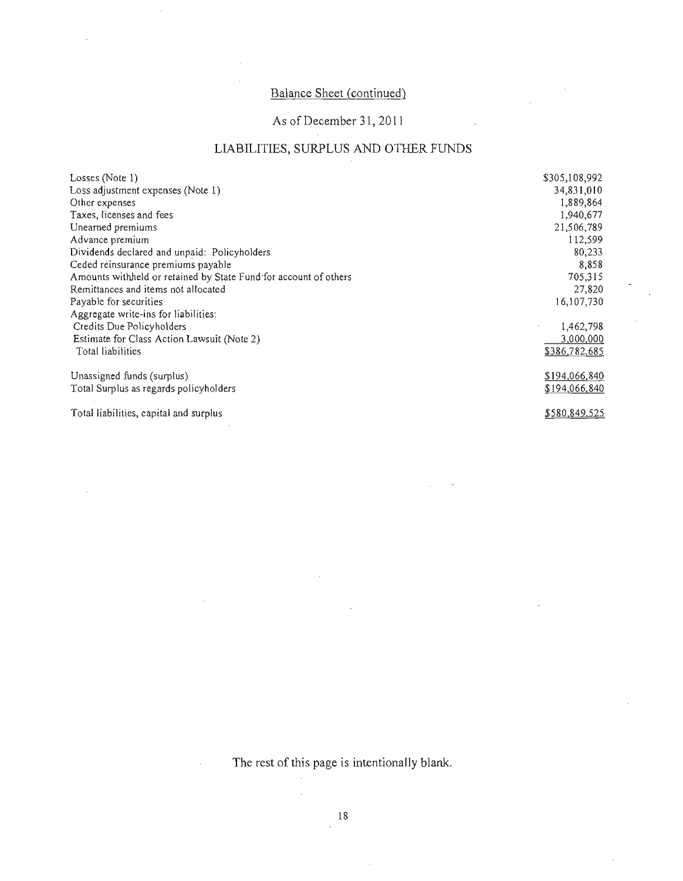## Balance Sheet (continued)

### As of December 31, 2011

### LIABILITIES, SURPLUS AND OTHER FUNDS

| | |
|---|---|
| Losses (Note 1) | $305,108,992 |
| Loss adjustment expenses (Note 1) | 34,831,010 |
| Other expenses | 1,889,864 |
| Taxes, licenses and fees | 1,940,677 |
| Unearned premiums | 21,506,789 |
| Advance premium | 112,599 |
| Dividends declared and unpaid: Policyholders | 80,233 |
| Ceded reinsurance premiums payable | 8,858 |
| Amounts withheld or retained by State Fund for account of others | 705,315 |
| Remittances and items not allocated | 27,820 |
| Payable for securities | 16,107,730 |
| Aggregate write-ins for liabilities: | |
| Credits Due Policyholders | 1,462,798 |
| Estimate for Class Action Lawsuit (Note 2) | 3,000,000 |
| Total liabilities | $386,782,685 |
| | |
| Unassigned funds (surplus) | $194,066,840 |
| Total Surplus as regards policyholders | $194,066,840 |
| | |
| Total liabilities, capital and surplus | $580,849,525 |

The rest of this page is intentionally blank.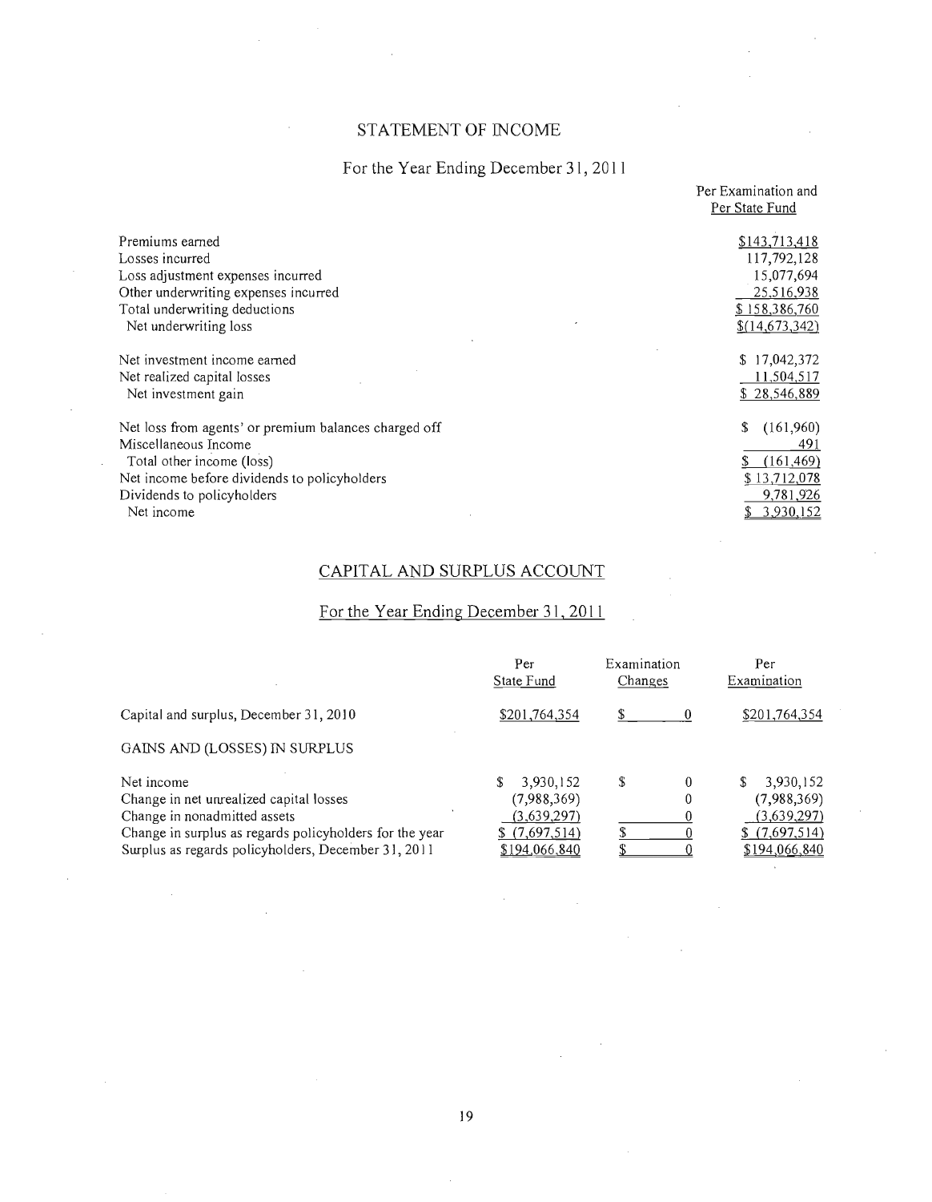## STATEMENT OF INCOME

### For the Year Ending December 31, 2011

| | Per Examination and Per State Fund |
|---|---|
| Premiums earned | $143,713,418 |
| Losses incurred | 117,792,128 |
| Loss adjustment expenses incurred | 15,077,694 |
| Other underwriting expenses incurred | 25,516,938 |
| Total underwriting deductions | $ 158,386,760 |
| Net underwriting loss | $(14,673,342) |
| | |
| Net investment income earned | $ 17,042,372 |
| Net realized capital losses | 11,504,517 |
| Net investment gain | $ 28,546,889 |
| | |
| Net loss from agents' or premium balances charged off | $ (161,960) |
| Miscellaneous Income | 491 |
| Total other income (loss) | $ (161,469) |
| Net income before dividends to policyholders | $ 13,712,078 |
| Dividends to policyholders | 9,781,926 |
| Net income | $ 3,930,152 |

## CAPITAL AND SURPLUS ACCOUNT

### For the Year Ending December 31, 2011

| | Per State Fund | Examination Changes | Per Examination |
|---|---|---|---|
| Capital and surplus, December 31, 2010 | $201,764,354 | $ 0 | $201,764,354 |
| GAINS AND (LOSSES) IN SURPLUS | | | |
| Net income | $ 3,930,152 | $ 0 | $ 3,930,152 |
| Change in net unrealized capital losses | (7,988,369) | 0 | (7,988,369) |
| Change in nonadmitted assets | (3,639,297) | 0 | (3,639,297) |
| Change in surplus as regards policyholders for the year | $ (7,697,514) | $ 0 | $ (7,697,514) |
| Surplus as regards policyholders, December 31, 2011 | $194,066,840 | $ 0 | $194,066,840 |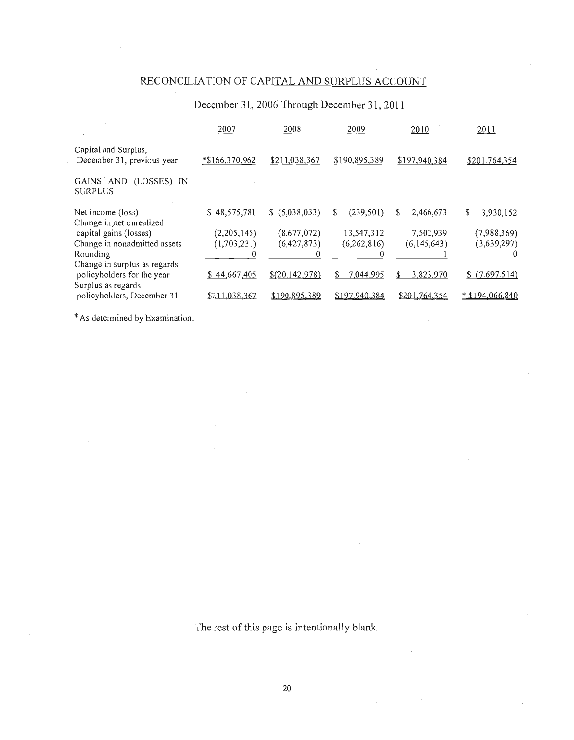## RECONCILIATION OF CAPITAL AND SURPLUS ACCOUNT

December 31, 2006 Through December 31, 2011

| | 2007 | 2008 | 2009 | 2010 | 2011 |
|---|---|---|---|---|---|
| Capital and Surplus, December 31, previous year | *$166,370,962 | $211,038,367 | $190,895,389 | $197,940,384 | $201,764,354 |
| GAINS AND (LOSSES) IN SURPLUS | | | | | |
| Net income (loss) | $ 48,575,781 | $ (5,038,033) | $ (239,501) | $ 2,466,673 | $ 3,930,152 |
| Change in net unrealized capital gains (losses) | (2,205,145) | (8,677,072) | 13,547,312 | 7,502,939 | (7,988,369) |
| Change in nonadmitted assets | (1,703,231) | (6,427,873) | (6,262,816) | (6,145,643) | (3,639,297) |
| Rounding | 0 | 0 | 0 | 1 | 0 |
| Change in surplus as regards policyholders for the year | $ 44,667,405 | $(20,142,978) | $ 7,044,995 | $ 3,823,970 | $ (7,697,514) |
| Surplus as regards policyholders, December 31 | $211,038,367 | $190,895,389 | $197,940,384 | $201,764,354 | * $194,066,840 |

*As determined by Examination.

The rest of this page is intentionally blank.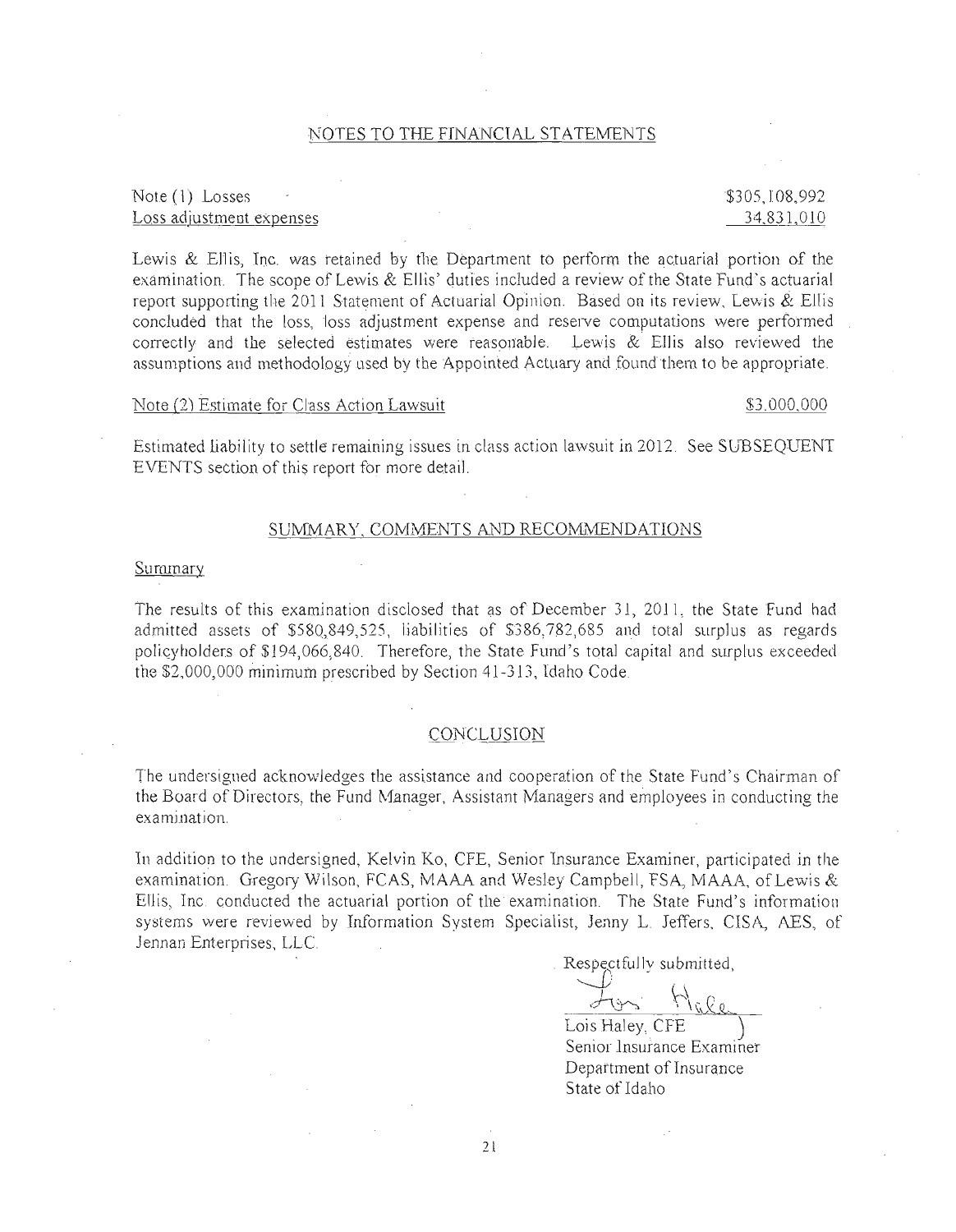## NOTES TO THE FINANCIAL STATEMENTS

| | |
|---|---|
| Note (1) Losses | $305,108,992 |
| Loss adjustment expenses | 34,831,010 |

Lewis & Ellis, Inc. was retained by the Department to perform the actuarial portion of the examination. The scope of Lewis & Ellis' duties included a review of the State Fund's actuarial report supporting the 2011 Statement of Actuarial Opinion. Based on its review, Lewis & Ellis concluded that the loss, loss adjustment expense and reserve computations were performed correctly and the selected estimates were reasonable. Lewis & Ellis also reviewed the assumptions and methodology used by the Appointed Actuary and found them to be appropriate.

| | |
|---|---|
| Note (2) Estimate for Class Action Lawsuit | $3,000,000 |

Estimated liability to settle remaining issues in class action lawsuit in 2012. See SUBSEQUENT EVENTS section of this report for more detail.

## SUMMARY, COMMENTS AND RECOMMENDATIONS

Summary

The results of this examination disclosed that as of December 31, 2011, the State Fund had admitted assets of $580,849,525, liabilities of $386,782,685 and total surplus as regards policyholders of $194,066,840. Therefore, the State Fund's total capital and surplus exceeded the $2,000,000 minimum prescribed by Section 41-313, Idaho Code.

## CONCLUSION

The undersigned acknowledges the assistance and cooperation of the State Fund's Chairman of the Board of Directors, the Fund Manager, Assistant Managers and employees in conducting the examination.

In addition to the undersigned, Kelvin Ko, CFE, Senior Insurance Examiner, participated in the examination. Gregory Wilson, FCAS, MAAA and Wesley Campbell, FSA, MAAA, of Lewis & Ellis, Inc. conducted the actuarial portion of the examination. The State Fund's information systems were reviewed by Information System Specialist, Jenny L. Jeffers, CISA, AES, of Jennan Enterprises, LLC.

Respectfully submitted,

Lois Haley, CFE
Senior Insurance Examiner
Department of Insurance
State of Idaho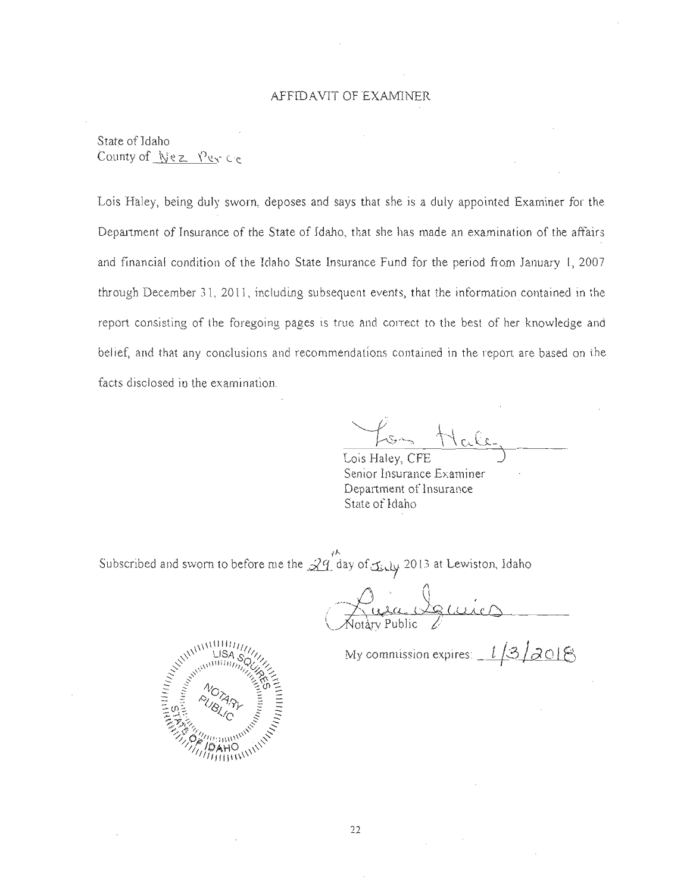# AFFIDAVIT OF EXAMINER

State of Idaho
County of Nez Perce

Lois Haley, being duly sworn, deposes and says that she is a duly appointed Examiner for the Department of Insurance of the State of Idaho, that she has made an examination of the affairs and financial condition of the Idaho State Insurance Fund for the period from January 1, 2007 through December 31, 2011, including subsequent events, that the information contained in the report consisting of the foregoing pages is true and correct to the best of her knowledge and belief, and that any conclusions and recommendations contained in the report are based on the facts disclosed in the examination.

Lois Haley, CFE
Senior Insurance Examiner
Department of Insurance
State of Idaho

Subscribed and sworn to before me the 29th day of July 2013 at Lewiston, Idaho

Notary Public

My commission expires: 1/3/2018

LISA SQUIRES
NOTARY PUBLIC
STATE OF IDAHO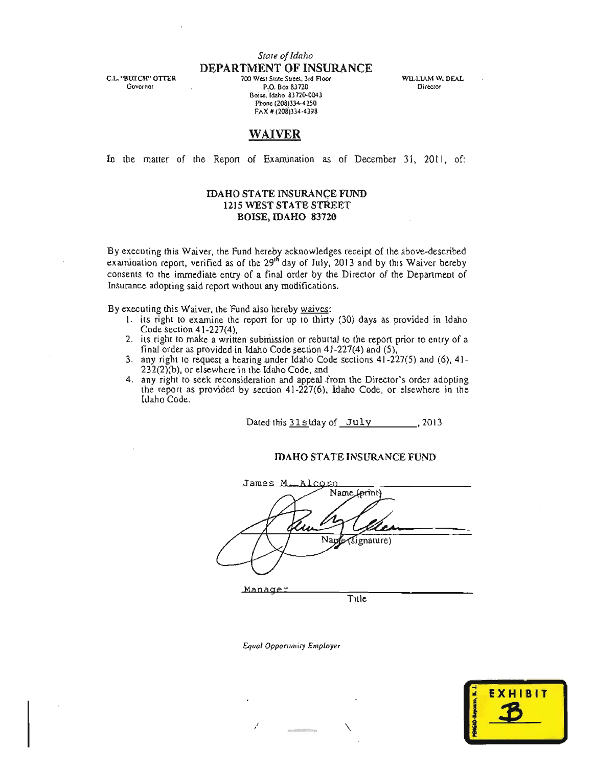*State of Idaho*

**DEPARTMENT OF INSURANCE**

C.L. "BUTCH" OTTER
Governor

700 West State Street, 3rd Floor
P.O. Box 83720
Boise, Idaho 83720-0043
Phone (208)334-4250
FAX # (208)334-4398

WILLIAM W. DEAL
Director

## WAIVER

In the matter of the Report of Examination as of December 31, 2011, of:

**IDAHO STATE INSURANCE FUND**
**1215 WEST STATE STREET**
**BOISE, IDAHO 83720**

By executing this Waiver, the Fund hereby acknowledges receipt of the above-described examination report, verified as of the 29th day of July, 2013 and by this Waiver hereby consents to the immediate entry of a final order by the Director of the Department of Insurance adopting said report without any modifications.

By executing this Waiver, the Fund also hereby waives:

1. its right to examine the report for up to thirty (30) days as provided in Idaho Code section 41-227(4),
2. its right to make a written submission or rebuttal to the report prior to entry of a final order as provided in Idaho Code section 41-227(4) and (5),
3. any right to request a hearing under Idaho Code sections 41-227(5) and (6), 41-232(2)(b), or elsewhere in the Idaho Code, and
4. any right to seek reconsideration and appeal from the Director's order adopting the report as provided by section 41-227(6), Idaho Code, or elsewhere in the Idaho Code.

Dated this 31st day of July, 2013

**IDAHO STATE INSURANCE FUND**

James M. Alcorn
Name (print)

[signature]
Name (signature)

Manager
Title

*Equal Opportunity Employer*

EXHIBIT B